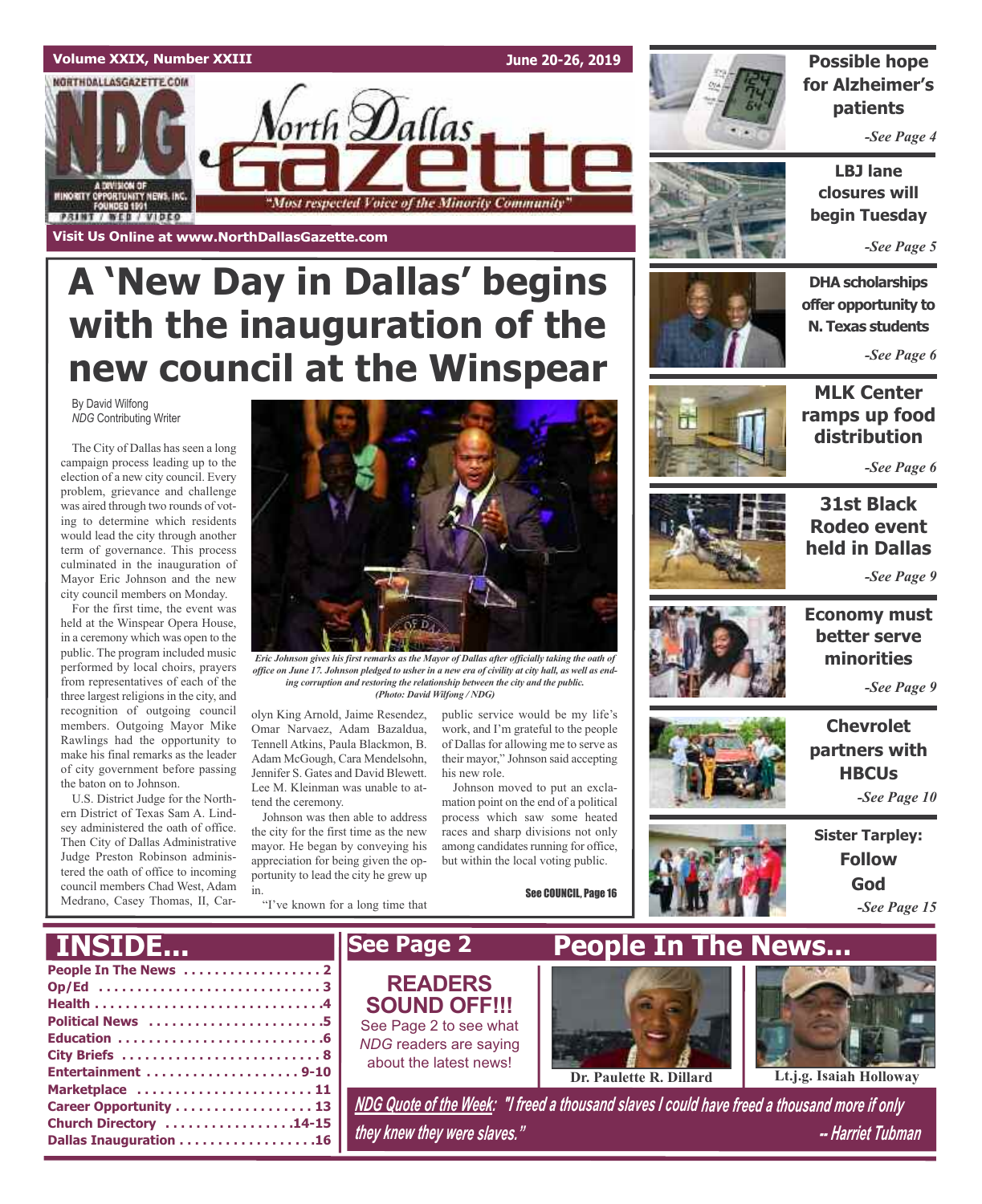Volume XXIX, Number XXIII

June 20-26, 2019

# North Dallas Gazette

"Most respected Voice of the Minority Community"

Visit Us Online at www.NorthDallasGazette.com

# A 'New Day in Dallas' begins with the inauguration of the new council at the Winspear

By David Wilfong
*NDG* Contributing Writer

The City of Dallas has seen a long campaign process leading up to the election of a new city council. Every problem, grievance and challenge was aired through two rounds of voting to determine which residents would lead the city through another term of governance. This process culminated in the inauguration of Mayor Eric Johnson and the new city council members on Monday.

For the first time, the event was held at the Winspear Opera House, in a ceremony which was open to the public. The program included music performed by local choirs, prayers from representatives of each of the three largest religions in the city, and recognition of outgoing council members. Outgoing Mayor Mike Rawlings had the opportunity to make his final remarks as the leader of city government before passing the baton on to Johnson.

U.S. District Judge for the Northern District of Texas Sam A. Lindsey administered the oath of office. Then City of Dallas Administrative Judge Preston Robinson administered the oath of office to incoming council members Chad West, Adam Medrano, Casey Thomas, II, Carolyn King Arnold, Jaime Resendez, Omar Narvaez, Adam Bazaldua, Tennell Atkins, Paula Blackmon, B. Adam McGough, Cara Mendelsohn, Jennifer S. Gates and David Blewett. Lee M. Kleinman was unable to attend the ceremony.

Johnson was then able to address the city for the first time as the new mayor. He began by conveying his appreciation for being given the opportunity to lead the city he grew up in.

"I've known for a long time that public service would be my life's work, and I'm grateful to the people of Dallas for allowing me to serve as their mayor," Johnson said accepting his new role.

Johnson moved to put an exclamation point on the end of a political process which saw some heated races and sharp divisions not only among candidates running for office, but within the local voting public.

See COUNCIL, Page 16

*Eric Johnson gives his first remarks as the Mayor of Dallas after officially taking the oath of office on June 17. Johnson pledged to usher in a new era of civility at city hall, as well as ending corruption and restoring the relationship between the city and the public. (Photo: David Wilfong / NDG)*

**Possible hope for Alzheimer's patients** -See Page 4

**LBJ lane closures will begin Tuesday** -See Page 5

**DHA scholarships offer opportunity to N. Texas students** -See Page 6

**MLK Center ramps up food distribution** -See Page 6

**31st Black Rodeo event held in Dallas** -See Page 9

**Economy must better serve minorities** -See Page 9

**Chevrolet partners with HBCUs** -See Page 10

**Sister Tarpley: Follow God** -See Page 15

## INSIDE...

- People In The News . . . 2
- Op/Ed . . . 3
- Health . . . 4
- Political News . . . 5
- Education . . . 6
- City Briefs . . . 8
- Entertainment . . . 9-10
- Marketplace . . . 11
- Career Opportunity . . . 13
- Church Directory . . . 14-15
- Dallas Inauguration . . . 16

## See Page 2

**READERS SOUND OFF!!!**

See Page 2 to see what *NDG* readers are saying about the latest news!

## People In The News...

Dr. Paulette R. Dillard

Lt.j.g. Isaiah Holloway

***NDG Quote of the Week*: "I freed a thousand slaves I could have freed a thousand more if only they knew they were slaves." -- Harriet Tubman**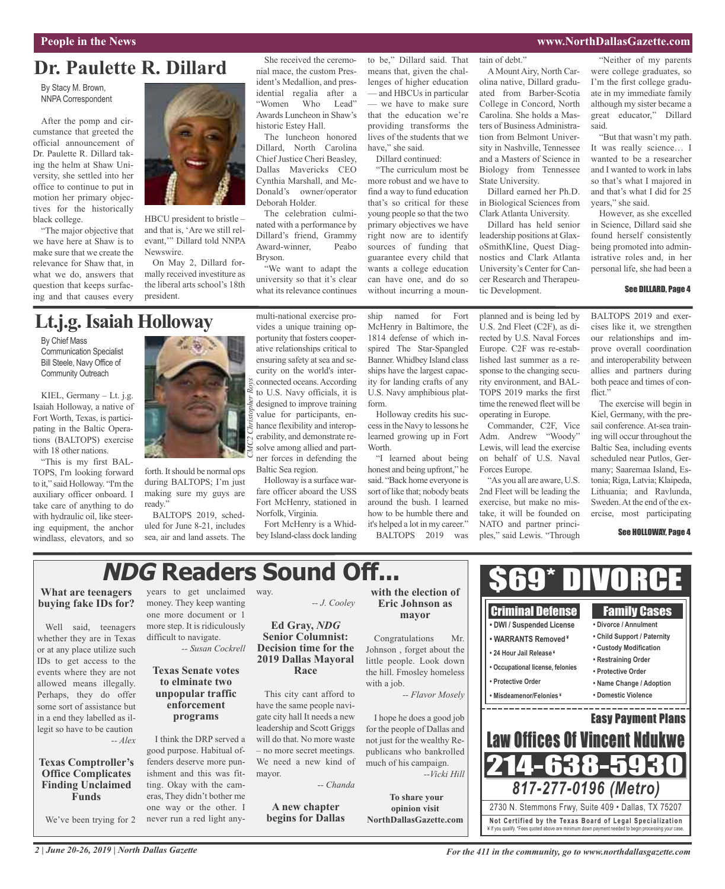# Dr. Paulette R. Dillard

By Stacy M. Brown, NNPA Correspondent

After the pomp and circumstance that greeted the official announcement of Dr. Paulette R. Dillard taking the helm at Shaw University, she settled into her office to continue to put in motion her primary objectives for the historically black college.

"The major objective that we have here at Shaw is to make sure that we create the relevance for Shaw that, in what we do, answers that question that keeps surfacing and that causes every HBCU president to bristle – and that is, 'Are we still relevant,'" Dillard told NNPA Newswire.

On May 2, Dillard formally received investiture as the liberal arts school's 18th president.

She received the ceremonial mace, the custom President's Medallion, and presidential regalia after a "Women Who Lead" Awards Luncheon in Shaw's historic Estey Hall.

The luncheon honored Dillard, North Carolina Chief Justice Cheri Beasley, Dallas Mavericks CEO Cynthia Marshall, and McDonald's owner/operator Deborah Holder.

The celebration culminated with a performance by Dillard's friend, Grammy Award-winner, Peabo Bryson.

"We want to adapt the university so that it's clear what its relevance continues to be," Dillard said. That means that, given the challenges of higher education — and HBCUs in particular — we have to make sure that the education we're providing transforms the lives of the students that we have," she said.

Dillard continued:

"The curriculum must be more robust and we have to find a way to fund education that's so critical for these young people so that the two primary objectives we have right now are to identify sources of funding that guarantee every child that wants a college education can have one, and do so without incurring a mountain of debt."

A Mount Airy, North Carolina native, Dillard graduated from Barber-Scotia College in Concord, North Carolina. She holds a Masters of Business Administration from Belmont University in Nashville, Tennessee and a Masters of Science in Biology from Tennessee State University.

Dillard earned her Ph.D. in Biological Sciences from Clark Atlanta University.

Dillard has held senior leadership positions at GlaxoSmithKline, Quest Diagnostics and Clark Atlanta University's Center for Cancer Research and Therapeutic Development.

"Neither of my parents were college graduates, so I'm the first college graduate in my immediate family although my sister became a great educator," Dillard said.

"But that wasn't my path. It was really science… I wanted to be a researcher and I wanted to work in labs so that's what I majored in and that's what I did for 25 years," she said.

However, as she excelled in Science, Dillard said she found herself consistently being promoted into administrative roles and, in her personal life, she had been a

**See DILLARD, Page 4**

# Lt.j.g. Isaiah Holloway

By Chief Mass Communication Specialist Bill Steele, Navy Office of Community Outreach

KIEL, Germany – Lt. j.g. Isaiah Holloway, a native of Fort Worth, Texas, is participating in the Baltic Operations (BALTOPS) exercise with 18 other nations.

"This is my first BALTOPS, I'm looking forward to it," said Holloway. "I'm the auxiliary officer onboard. I take care of anything to do with hydraulic oil, like steering equipment, the anchor windlass, elevators, and so forth. It should be normal ops during BALTOPS; I'm just making sure my guys are ready."

CMC2 Christopher Roys

BALTOPS 2019, scheduled for June 8-21, includes sea, air and land assets. The multi-national exercise provides a unique training opportunity that fosters cooperative relationships critical to ensuring safety at sea and security on the world's interconnected oceans. According to U.S. Navy officials, it is designed to improve training value for participants, enhance flexibility and interoperability, and demonstrate resolve among allied and partner forces in defending the Baltic Sea region.

Holloway is a surface warfare officer aboard the USS Fort McHenry, stationed in Norfolk, Virginia.

Fort McHenry is a Whidbey Island-class dock landing ship named for Fort McHenry in Baltimore, the 1814 defense of which inspired The Star-Spangled Banner. Whidbey Island class ships have the largest capacity for landing crafts of any U.S. Navy amphibious platform.

Holloway credits his success in the Navy to lessons he learned growing up in Fort Worth.

"I learned about being honest and being upfront," he said. "Back home everyone is sort of like that; nobody beats around the bush. I learned how to be humble there and it's helped a lot in my career."

BALTOPS 2019 was planned and is being led by U.S. 2nd Fleet (C2F), as directed by U.S. Naval Forces Europe. C2F was re-established last summer as a response to the changing security environment, and BALTOPS 2019 marks the first time the renewed fleet will be operating in Europe.

Commander, C2F, Vice Adm. Andrew "Woody" Lewis, will lead the exercise on behalf of U.S. Naval Forces Europe.

"As you all are aware, U.S. 2nd Fleet will be leading the exercise, but make no mistake, it will be founded on NATO and partner principles," said Lewis. "Through BALTOPS 2019 and exercises like it, we strengthen our relationships and improve overall coordination and interoperability between allies and partners during both peace and times of conflict."

The exercise will begin in Kiel, Germany, with the presail conference. At-sea training will occur throughout the Baltic Sea, including events scheduled near Putlos, Germany; Saaremaa Island, Estonia; Riga, Latvia; Klaipeda, Lithuania; and Ravlunda, Sweden. At the end of the exercise, most participating

**See HOLLOWAY, Page 4**

# *NDG* Readers Sound Off...

### What are teenagers buying fake IDs for?

Well said, teenagers whether they are in Texas or at any place utilize such IDs to get access to the events where they are not allowed means illegally. Perhaps, they do offer some sort of assistance but in a end they labelled as illegit so have to be caution

*-- Alex*

### Texas Comptroller's Office Complicates Finding Unclaimed Funds

We've been trying for 2 years to get unclaimed money. They keep wanting one more document or 1 more step. It is ridiculously difficult to navigate.

*-- Susan Cockrell*

### Texas Senate votes to elminate two unpopular traffic enforcement programs

I think the DRP served a good purpose. Habitual offenders deserve more punishment and this was fitting. Okay with the cameras, They didn't bother me one way or the other. I never run a red light anyway.

*-- J. Cooley*

### Ed Gray, *NDG* Senior Columnist: Decision time for the 2019 Dallas Mayoral Race

This city cant afford to have the same people navigate city hall It needs a new leadership and Scott Griggs will do that. No more waste – no more secret meetings. We need a new kind of mayor.

*-- Chanda*

### A new chapter begins for Dallas with the election of Eric Johnson as mayor

Congratulations Mr. Johnson , forget about the little people. Look down the hill. Fmosley homeless with a job.

*-- Flavor Mosely*

I hope he does a good job for the people of Dallas and not just for the wealthy Republicans who bankrolled much of his campaign.

*--Vicki Hill*

**To share your opinion visit NorthDallasGazette.com**

# $69* DIVORCE

**Criminal Defense**
- DWI / Suspended License
- WARRANTS Removed¥
- 24 Hour Jail Release¥
- Occupational license, felonies
- Protective Order
- Misdeamenor/Felonies¥

**Family Cases**
- Divorce / Annulment
- Child Support / Paternity
- Custody Modification
- Restraining Order
- Protective Order
- Name Change / Adoption
- Domestic Violence

**Easy Payment Plans**

**Law Offices Of Vincent Ndukwe**

**214-638-5930**

**817-277-0196 (Metro)**

2730 N. Stemmons Frwy, Suite 409 • Dallas, TX 75207

**Not Certified by the Texas Board of Legal Specialization**
¥ If you qualify. *Fees quoted above are minimum down payment needed to begin processing your case.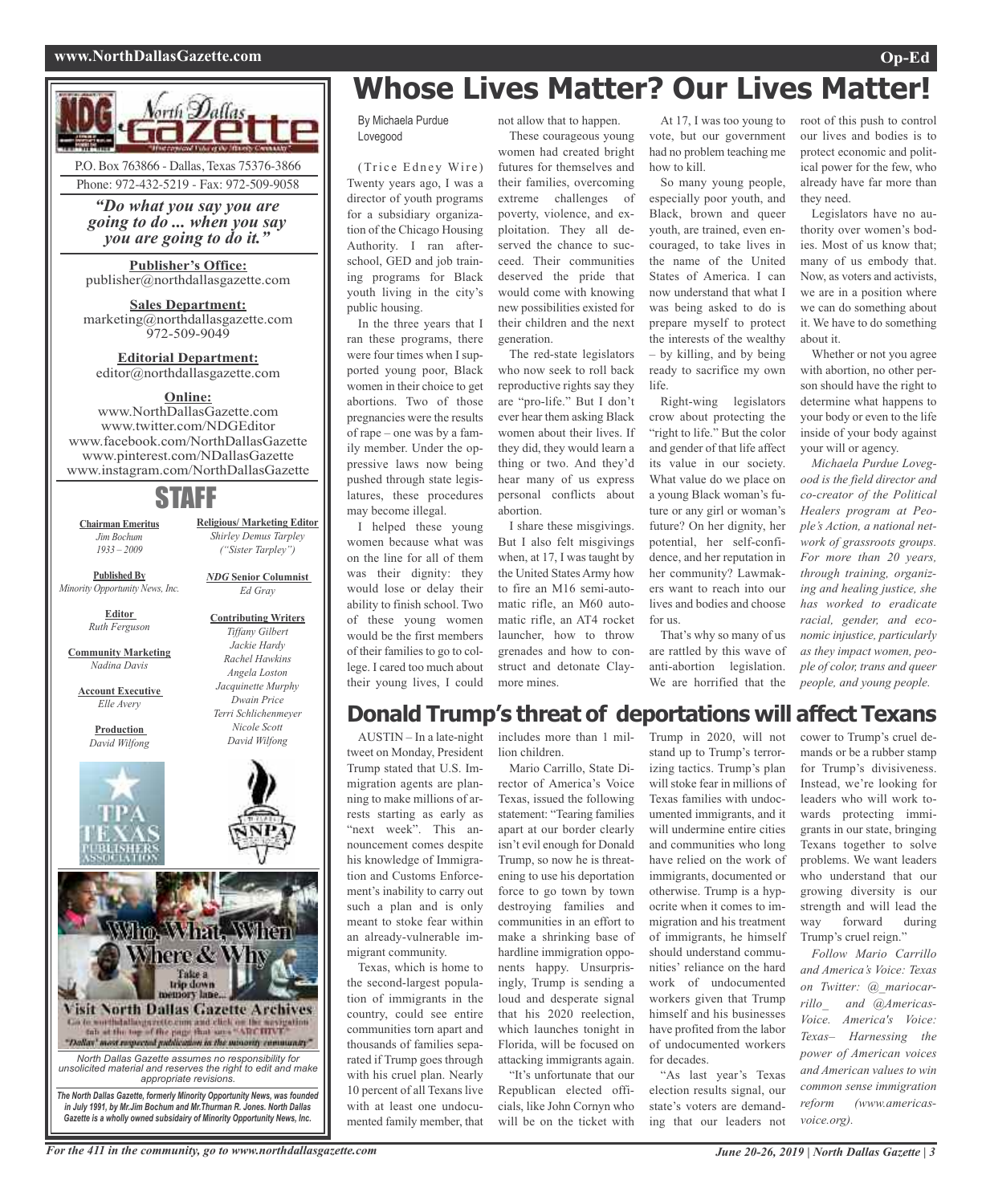North Dallas Gazette

P.O. Box 763866 - Dallas, Texas 75376-3866
Phone: 972-432-5219 - Fax: 972-509-9058

*"Do what you say you are going to do ... when you say you are going to do it."*

**Publisher's Office:**
publisher@northdallasgazette.com

**Sales Department:**
marketing@northdallasgazette.com
972-509-9049

**Editorial Department:**
editor@northdallasgazette.com

**Online:**
www.NorthDallasGazette.com
www.twitter.com/NDGEditor
www.facebook.com/NorthDallasGazette
www.pinterest.com/NDallasGazette
www.instagram.com/NorthDallasGazette

## STAFF

**Chairman Emeritus**
*Jim Bochum*
*1933 – 2009*

**Published By**
*Minority Opportunity News, Inc.*

**Editor**
*Ruth Ferguson*

**Community Marketing**
*Nadina Davis*

**Account Executive**
*Elle Avery*

**Production**
*David Wilfong*

**Religious/ Marketing Editor**
*Shirley Demus Tarpley ("Sister Tarpley")*

***NDG* Senior Columnist**
*Ed Gray*

**Contributing Writers**
*Tiffany Gilbert*
*Jackie Hardy*
*Rachel Hawkins*
*Angela Loston*
*Jacquinette Murphy*
*Dwain Price*
*Terri Schlichenmeyer*
*Nicole Scott*
*David Wilfong*

Who, What, When Where & Why
Take a trip down memory lane...
Visit North Dallas Gazette Archives
Go to northdallasgazette.com and click on the navigation tab at the top of the page that says "ARCHIVE"
"Dallas' most respected publication in the minority community"

*North Dallas Gazette assumes no responsibility for unsolicited material and reserves the right to edit and make appropriate revisions.*

***The North Dallas Gazette, formerly Minority Opportunity News, was founded in July 1991, by Mr.Jim Bochum and Mr.Thurman R. Jones. North Dallas Gazette is a wholly owned subsidairy of Minority Opportunity News, Inc.***

# Whose Lives Matter? Our Lives Matter!

By Michaela Purdue Lovegood

(Trice Edney Wire) Twenty years ago, I was a director of youth programs for a subsidiary organization of the Chicago Housing Authority. I ran afterschool, GED and job training programs for Black youth living in the city's public housing.

In the three years that I ran these programs, there were four times when I supported young poor, Black women in their choice to get abortions. Two of those pregnancies were the results of rape – one was by a family member. Under the oppressive laws now being pushed through state legislatures, these procedures may become illegal.

I helped these young women because what was on the line for all of them was their dignity: they would lose or delay their ability to finish school. Two of these young women would be the first members of their families to go to college. I cared too much about their young lives, I could not allow that to happen.

These courageous young women had created bright futures for themselves and their families, overcoming extreme challenges of poverty, violence, and exploitation. They all deserved the chance to succeed. Their communities deserved the pride that would come with knowing new possibilities existed for their children and the next generation.

The red-state legislators who now seek to roll back reproductive rights say they are "pro-life." But I don't ever hear them asking Black women about their lives. If they did, they would learn a thing or two. And they'd hear many of us express personal conflicts about abortion.

I share these misgivings. But I also felt misgivings when, at 17, I was taught by the United States Army how to fire an M16 semi-automatic rifle, an M60 automatic rifle, an AT4 rocket launcher, how to throw grenades and how to construct and detonate Claymore mines.

At 17, I was too young to vote, but our government had no problem teaching me how to kill.

So many young people, especially poor youth, and Black, brown and queer youth, are trained, even encouraged, to take lives in the name of the United States of America. I can now understand that what I was being asked to do is prepare myself to protect the interests of the wealthy – by killing, and by being ready to sacrifice my own life.

Right-wing legislators crow about protecting the "right to life." But the color and gender of that life affect its value in our society. What value do we place on a young Black woman's future or any girl or woman's future? On her dignity, her potential, her self-confidence, and her reputation in her community? Lawmakers want to reach into our lives and bodies and choose for us.

That's why so many of us are rattled by this wave of anti-abortion legislation. We are horrified that the root of this push to control our lives and bodies is to protect economic and political power for the few, who already have far more than they need.

Legislators have no authority over women's bodies. Most of us know that; many of us embody that. Now, as voters and activists, we are in a position where we can do something about it. We have to do something about it.

Whether or not you agree with abortion, no other person should have the right to determine what happens to your body or even to the life inside of your body against your will or agency.

*Michaela Purdue Lovegood is the field director and co-creator of the Political Healers program at People's Action, a national network of grassroots groups. For more than 20 years, through training, organizing and healing justice, she has worked to eradicate racial, gender, and economic injustice, particularly as they impact women, people of color, trans and queer people, and young people.*

# Donald Trump's threat of deportations will affect Texans

AUSTIN – In a late-night tweet on Monday, President Trump stated that U.S. Immigration agents are planning to make millions of arrests starting as early as "next week". This announcement comes despite his knowledge of Immigration and Customs Enforcement's inability to carry out such a plan and is only meant to stoke fear within an already-vulnerable immigrant community.

Texas, which is home to the second-largest population of immigrants in the country, could see entire communities torn apart and thousands of families separated if Trump goes through with his cruel plan. Nearly 10 percent of all Texans live with at least one undocumented family member, that includes more than 1 million children.

Mario Carrillo, State Director of America's Voice Texas, issued the following statement: "Tearing families apart at our border clearly isn't evil enough for Donald Trump, so now he is threatening to use his deportation force to go town by town destroying families and communities in an effort to make a shrinking base of hardline immigration opponents happy. Unsurprisingly, Trump is sending a loud and desperate signal that his 2020 reelection, which launches tonight in Florida, will be focused on attacking immigrants again.

"It's unfortunate that our Republican elected officials, like John Cornyn who will be on the ticket with Trump in 2020, will not stand up to Trump's terrorizing tactics. Trump's plan will stoke fear in millions of Texas families with undocumented immigrants, and it will undermine entire cities and communities who long have relied on the work of immigrants, documented or otherwise. Trump is a hypocrite when it comes to immigration and his treatment of immigrants, he himself should understand communities' reliance on the hard work of undocumented workers given that Trump himself and his businesses have profited from the labor of undocumented workers for decades.

"As last year's Texas election results signal, our state's voters are demanding that our leaders not cower to Trump's cruel demands or be a rubber stamp for Trump's divisiveness. Instead, we're looking for leaders who will work towards protecting immigrants in our state, bringing Texans together to solve problems. We want leaders who understand that our growing diversity is our strength and will lead the way forward during Trump's cruel reign."

*Follow Mario Carrillo and America's Voice: Texas on Twitter: @_mariocarrillo_ and @AmericasVoice. America's Voice: Texas– Harnessing the power of American voices and American values to win common sense immigration reform (www.americasvoice.org).*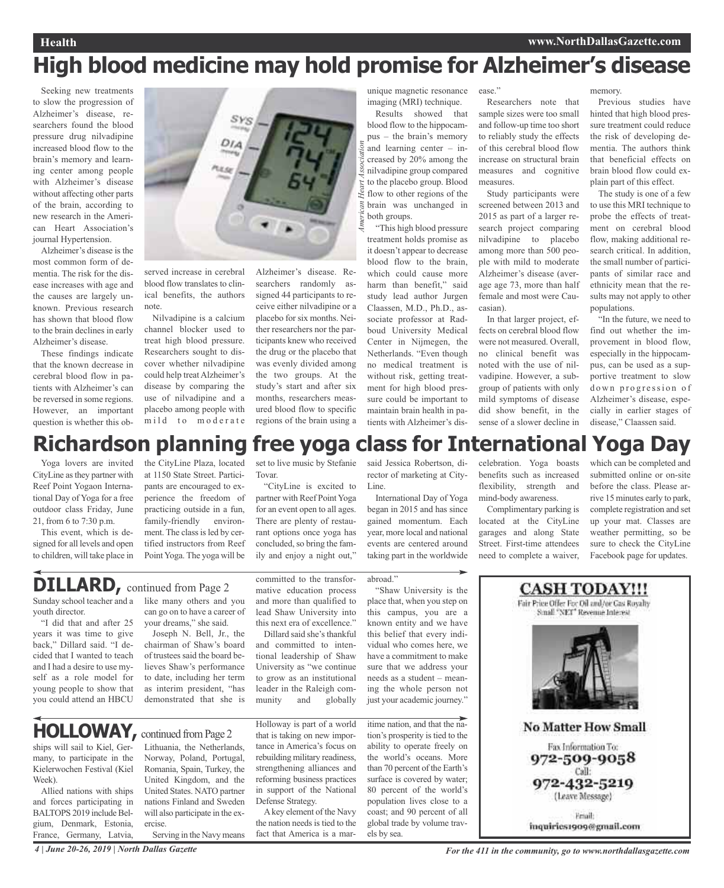# High blood medicine may hold promise for Alzheimer's disease

Seeking new treatments to slow the progression of Alzheimer's disease, researchers found the blood pressure drug nilvadipine increased blood flow to the brain's memory and learning center among people with Alzheimer's disease without affecting other parts of the brain, according to new research in the American Heart Association's journal Hypertension.

Alzheimer's disease is the most common form of dementia. The risk for the disease increases with age and the causes are largely unknown. Previous research has shown that blood flow to the brain declines in early Alzheimer's disease.

These findings indicate that the known decrease in cerebral blood flow in patients with Alzheimer's can be reversed in some regions. However, an important question is whether this observed increase in cerebral blood flow translates to clinical benefits, the authors note.

Nilvadipine is a calcium channel blocker used to treat high blood pressure. Researchers sought to discover whether nilvadipine could help treat Alzheimer's disease by comparing the use of nilvadipine and a placebo among people with mild to moderate Alzheimer's disease. Researchers randomly assigned 44 participants to receive either nilvadipine or a placebo for six months. Neither researchers nor the participants knew who received the drug or the placebo that was evenly divided among the two groups. At the study's start and after six months, researchers measured blood flow to specific regions of the brain using a unique magnetic resonance imaging (MRI) technique.

Results showed that blood flow to the hippocampus – the brain's memory and learning center – increased by 20% among the nilvadipine group compared to the placebo group. Blood flow to other regions of the brain was unchanged in both groups.

*American Heart Association*

"This high blood pressure treatment holds promise as it doesn't appear to decrease blood flow to the brain, which could cause more harm than benefit," said study lead author Jurgen Claassen, M.D., Ph.D., associate professor at Radboud University Medical Center in Nijmegen, the Netherlands. "Even though no medical treatment is without risk, getting treatment for high blood pressure could be important to maintain brain health in patients with Alzheimer's disease."

Researchers note that sample sizes were too small and follow-up time too short to reliably study the effects of this cerebral blood flow increase on structural brain measures and cognitive measures.

Study participants were screened between 2013 and 2015 as part of a larger research project comparing nilvadipine to placebo among more than 500 people with mild to moderate Alzheimer's disease (average age 73, more than half female and most were Caucasian).

In that larger project, effects on cerebral blood flow were not measured. Overall, no clinical benefit was noted with the use of nilvadipine. However, a subgroup of patients with only mild symptoms of disease did show benefit, in the sense of a slower decline in memory.

Previous studies have hinted that high blood pressure treatment could reduce the risk of developing dementia. The authors think that beneficial effects on brain blood flow could explain part of this effect.

The study is one of a few to use this MRI technique to probe the effects of treatment on cerebral blood flow, making additional research critical. In addition, the small number of participants of similar race and ethnicity mean that the results may not apply to other populations.

"In the future, we need to find out whether the improvement in blood flow, especially in the hippocampus, can be used as a supportive treatment to slow down progression of Alzheimer's disease, especially in earlier stages of disease," Claassen said.

# Richardson planning free yoga class for International Yoga Day

Yoga lovers are invited CityLine as they partner with Reef Point Yogaon International Day of Yoga for a free outdoor class Friday, June 21, from 6 to 7:30 p.m.

This event, which is designed for all levels and open to children, will take place in the CityLine Plaza, located at 1150 State Street. Participants are encouraged to experience the freedom of practicing outside in a fun, family-friendly environment. The class is led by certified instructors from Reef Point Yoga. The yoga will be set to live music by Stefanie Tovar.

"CityLine is excited to partner with Reef Point Yoga for an event open to all ages. There are plenty of restaurant options once yoga has concluded, so bring the family and enjoy a night out," said Jessica Robertson, director of marketing at CityLine.

International Day of Yoga began in 2015 and has since gained momentum. Each year, more local and national events are centered around taking part in the worldwide celebration. Yoga boasts benefits such as increased flexibility, strength and mind-body awareness.

Complimentary parking is located at the CityLine garages and along State Street. First-time attendees need to complete a waiver, which can be completed and submitted online or on-site before the class. Please arrive 15 minutes early to park, complete registration and set up your mat. Classes are weather permitting, so be sure to check the CityLine Facebook page for updates.

## DILLARD, continued from Page 2

Sunday school teacher and a youth director.

"I did that and after 25 years it was time to give back," Dillard said. "I decided that I wanted to teach and I had a desire to use myself as a role model for young people to show that you could attend an HBCU like many others and you can go on to have a career of your dreams," she said.

Joseph N. Bell, Jr., the chairman of Shaw's board of trustees said the board believes Shaw's performance to date, including her term as interim president, "has demonstrated that she is committed to the transformative education process and more than qualified to lead Shaw University into this next era of excellence."

Dillard said she's thankful and committed to intentional leadership of Shaw University as "we continue to grow as an institutional leader in the Raleigh community and globally abroad."

"Shaw University is the place that, when you step on this campus, you are a known entity and we have this belief that every individual who comes here, we have a commitment to make sure that we address your needs as a student – meaning the whole person not just your academic journey."

## HOLLOWAY, continued from Page 2

ships will sail to Kiel, Germany, to participate in the Kielerwochen Festival (Kiel Week).

Allied nations with ships and forces participating in BALTOPS 2019 include Belgium, Denmark, Estonia, France, Germany, Latvia, Lithuania, the Netherlands, Norway, Poland, Portugal, Romania, Spain, Turkey, the United Kingdom, and the United States. NATO partner nations Finland and Sweden will also participate in the exercise.

Serving in the Navy means Holloway is part of a world that is taking on new importance in America's focus on rebuilding military readiness, strengthening alliances and reforming business practices in support of the National Defense Strategy.

A key element of the Navy the nation needs is tied to the fact that America is a maritime nation, and that the nation's prosperity is tied to the ability to operate freely on the world's oceans. More than 70 percent of the Earth's surface is covered by water; 80 percent of the world's population lives close to a coast; and 90 percent of all global trade by volume travels by sea.

**CASH TODAY!!!**

Fair Price Offer For Oil and/or Gas Royalty Small "NET" Revenue Interest

**No Matter How Small**

Fax Information To:
972-509-9058

Call:
972-432-5219
(Leave Message)

Email:
inquiries1909@gmail.com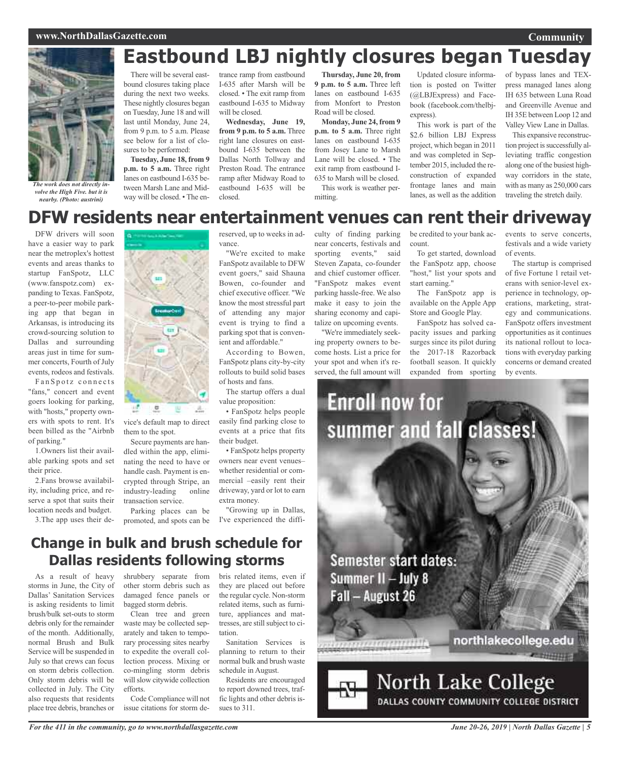# Eastbound LBJ nightly closures began Tuesday

*The work does not directly involve the High Five. but it is nearby. (Photo: austrini)*

There will be several eastbound closures taking place during the next two weeks. These nightly closures began on Tuesday, June 18 and will last until Monday, June 24, from 9 p.m. to 5 a.m. Please see below for a list of closures to be performed:

**Tuesday, June 18, from 9 p.m. to 5 a.m.** Three right lanes on eastbound I-635 between Marsh Lane and Midway will be closed. • The entrance ramp from eastbound I-635 after Marsh will be closed. • The exit ramp from eastbound I-635 to Midway will be closed.

**Wednesday, June 19, from 9 p.m. to 5 a.m.** Three right lane closures on eastbound I-635 between the Dallas North Tollway and Preston Road. The entrance ramp after Midway Road to eastbound I-635 will be closed.

**Thursday, June 20, from 9 p.m. to 5 a.m.** Three left lanes on eastbound I-635 from Monfort to Preston Road will be closed.

**Monday, June 24, from 9 p.m. to 5 a.m.** Three right lanes on eastbound I-635 from Josey Lane to Marsh Lane will be closed. • The exit ramp from eastbound I-635 to Marsh will be closed.

This work is weather permitting.

Updated closure information is posted on Twitter (@LBJExpress) and Facebook (facebook.com/thelbjexpress).

This work is part of the $2.6 billion LBJ Express project, which began in 2011 and was completed in September 2015, included the reconstruction of expanded frontage lanes and main lanes, as well as the addition of bypass lanes and TEXpress managed lanes along IH 635 between Luna Road and Greenville Avenue and IH 35E between Loop 12 and Valley View Lane in Dallas.

This expansive reconstruction project is successfully alleviating traffic congestion along one of the busiest highway corridors in the state, with as many as 250,000 cars traveling the stretch daily.

# DFW residents near entertainment venues can rent their driveway

DFW drivers will soon have a easier way to park near the metroplex's hottest events and areas thanks to startup FanSpotz, LLC (www.fanspotz.com) expanding to Texas. FanSpotz, a peer-to-peer mobile parking app that began in Arkansas, is introducing its crowd-sourcing solution to Dallas and surrounding areas just in time for summer concerts, Fourth of July events, rodeos and festivals.

FanSpotz connects "fans," concert and event goers looking for parking, with "hosts," property owners with spots to rent. It's been billed as the "Airbnb of parking."

1.Owners list their available parking spots and set their price.

2.Fans browse availability, including price, and reserve a spot that suits their location needs and budget.

3.The app uses their device's default map to direct them to the spot.

Secure payments are handled within the app, eliminating the need to have or handle cash. Payment is encrypted through Stripe, an industry-leading online transaction service.

Parking places can be promoted, and spots can be reserved, up to weeks in advance.

"We're excited to make FanSpotz available to DFW event goers," said Shauna Bowen, co-founder and chief executive officer. "We know the most stressful part of attending any major event is trying to find a parking spot that is convenient and affordable."

According to Bowen, FanSpotz plans city-by-city rollouts to build solid bases of hosts and fans.

The startup offers a dual value proposition:

• FanSpotz helps people easily find parking close to events at a price that fits their budget.

• FanSpotz helps property owners near event venues–whether residential or commercial –easily rent their driveway, yard or lot to earn extra money.

"Growing up in Dallas, I've experienced the difficulty of finding parking near concerts, festivals and sporting events," said Steven Zapata, co-founder and chief customer officer. "FanSpotz makes event parking hassle-free. We also make it easy to join the sharing economy and capitalize on upcoming events.

"We're immediately seeking property owners to become hosts. List a price for your spot and when it's reserved, the full amount will be credited to your bank account.

To get started, download the FanSpotz app, choose "host," list your spots and start earning."

The FanSpotz app is available on the Apple App Store and Google Play.

FanSpotz has solved capacity issues and parking surges since its pilot during the 2017-18 Razorback football season. It quickly expanded from sporting events to serve concerts, festivals and a wide variety of events.

The startup is comprised of five Fortune 1 retail veterans with senior-level experience in technology, operations, marketing, strategy and communications. FanSpotz offers investment opportunities as it continues its national rollout to locations with everyday parking concerns or demand created by events.

## Change in bulk and brush schedule for Dallas residents following storms

As a result of heavy storms in June, the City of Dallas' Sanitation Services is asking residents to limit brush/bulk set-outs to storm debris only for the remainder of the month. Additionally, normal Brush and Bulk Service will be suspended in July so that crews can focus on storm debris collection. Only storm debris will be collected in July. The City also requests that residents place tree debris, branches or shrubbery separate from other storm debris such as damaged fence panels or bagged storm debris.

Clean tree and green waste may be collected separately and taken to temporary processing sites nearby to expedite the overall collection process. Mixing or co-mingling storm debris will slow citywide collection efforts.

Code Compliance will not issue citations for storm debris related items, even if they are placed out before the regular cycle. Non-storm related items, such as furniture, appliances and mattresses, are still subject to citation.

Sanitation Services is planning to return to their normal bulk and brush waste schedule in August.

Residents are encouraged to report downed trees, traffic lights and other debris issues to 311.

**Enroll now for summer and fall classes!**

Semester start dates:
Summer II – July 8
Fall – August 26

northlakecollege.edu

North Lake College
DALLAS COUNTY COMMUNITY COLLEGE DISTRICT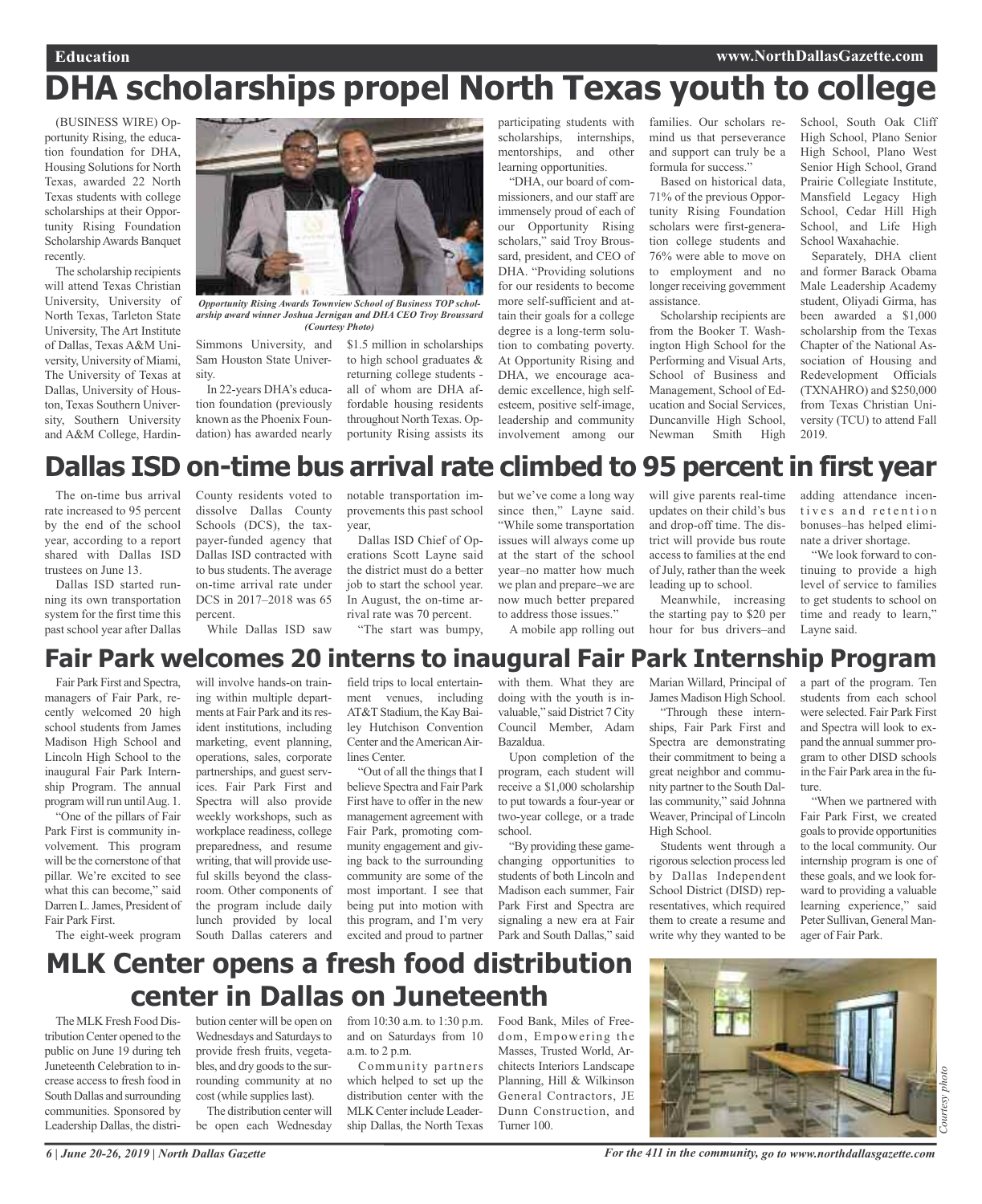# DHA scholarships propel North Texas youth to college

(BUSINESS WIRE) Opportunity Rising, the education foundation for DHA, Housing Solutions for North Texas, awarded 22 North Texas students with college scholarships at their Opportunity Rising Foundation Scholarship Awards Banquet recently.

The scholarship recipients will attend Texas Christian University, University of North Texas, Tarleton State University, The Art Institute of Dallas, Texas A&M University, University of Miami, The University of Texas at Dallas, University of Houston, Texas Southern University, Southern University and A&M College, Hardin-Simmons University, and Sam Houston State University.

*Opportunity Rising Awards Townview School of Business TOP scholarship award winner Joshua Jernigan and DHA CEO Troy Broussard (Courtesy Photo)*

In 22-years DHA's education foundation (previously known as the Phoenix Foundation) has awarded nearly $1.5 million in scholarships to high school graduates & returning college students - all of whom are DHA affordable housing residents throughout North Texas. Opportunity Rising assists its participating students with scholarships, internships, mentorships, and other learning opportunities.

"DHA, our board of commissioners, and our staff are immensely proud of each of our Opportunity Rising scholars," said Troy Broussard, president, and CEO of DHA. "Providing solutions for our residents to become more self-sufficient and attain their goals for a college degree is a long-term solution to combating poverty. At Opportunity Rising and DHA, we encourage academic excellence, high self-esteem, positive self-image, leadership and community involvement among our families. Our scholars remind us that perseverance and support can truly be a formula for success."

Based on historical data, 71% of the previous Opportunity Rising Foundation scholars were first-generation college students and 76% were able to move on to employment and no longer receiving government assistance.

Scholarship recipients are from the Booker T. Washington High School for the Performing and Visual Arts, School of Business and Management, School of Education and Social Services, Duncanville High School, Newman Smith High School, South Oak Cliff High School, Plano Senior High School, Plano West Senior High School, Grand Prairie Collegiate Institute, Mansfield Legacy High School, Cedar Hill High School, and Life High School Waxahachie.

Separately, DHA client and former Barack Obama Male Leadership Academy student, Oliyadi Girma, has been awarded a $1,000 scholarship from the Texas Chapter of the National Association of Housing and Redevelopment Officials (TXNAHRO) and $250,000 from Texas Christian University (TCU) to attend Fall 2019.

# Dallas ISD on-time bus arrival rate climbed to 95 percent in first year

The on-time bus arrival rate increased to 95 percent by the end of the school year, according to a report shared with Dallas ISD trustees on June 13.

Dallas ISD started running its own transportation system for the first time this past school year after Dallas County residents voted to dissolve Dallas County Schools (DCS), the taxpayer-funded agency that Dallas ISD contracted with to bus students. The average on-time arrival rate under DCS in 2017–2018 was 65 percent.

While Dallas ISD saw notable transportation improvements this past school year,

Dallas ISD Chief of Operations Scott Layne said the district must do a better job to start the school year. In August, the on-time arrival rate was 70 percent.

"The start was bumpy, but we've come a long way since then," Layne said. "While some transportation issues will always come up at the start of the school year–no matter how much we plan and prepare–we are now much better prepared to address those issues."

A mobile app rolling out will give parents real-time updates on their child's bus and drop-off time. The district will provide bus route access to families at the end of July, rather than the week leading up to school.

Meanwhile, increasing the starting pay to $20 per hour for bus drivers–and adding attendance incentives and retention bonuses–has helped eliminate a driver shortage.

"We look forward to continuing to provide a high level of service to families to get students to school on time and ready to learn," Layne said.

# Fair Park welcomes 20 interns to inaugural Fair Park Internship Program

Fair Park First and Spectra, managers of Fair Park, recently welcomed 20 high school students from James Madison High School and Lincoln High School to the inaugural Fair Park Internship Program. The annual program will run until Aug. 1.

"One of the pillars of Fair Park First is community involvement. This program will be the cornerstone of that pillar. We're excited to see what this can become," said Darren L. James, President of Fair Park First.

The eight-week program will involve hands-on training within multiple departments at Fair Park and its resident institutions, including marketing, event planning, operations, sales, corporate partnerships, and guest services. Fair Park First and Spectra will also provide weekly workshops, such as workplace readiness, college preparedness, and resume writing, that will provide useful skills beyond the classroom. Other components of the program include daily lunch provided by local South Dallas caterers and field trips to local entertainment venues, including AT&T Stadium, the Kay Bailey Hutchison Convention Center and the American Airlines Center.

"Out of all the things that I believe Spectra and Fair Park First have to offer in the new management agreement with Fair Park, promoting community engagement and giving back to the surrounding community are some of the most important. I see that being put into motion with this program, and I'm very excited and proud to partner with them. What they are doing with the youth is invaluable," said District 7 City Council Member, Adam Bazaldua.

Upon completion of the program, each student will receive a $1,000 scholarship to put towards a four-year or two-year college, or a trade school.

"By providing these game-changing opportunities to students of both Lincoln and Madison each summer, Fair Park First and Spectra are signaling a new era at Fair Park and South Dallas," said Marian Willard, Principal of James Madison High School.

"Through these internships, Fair Park First and Spectra are demonstrating their commitment to being a great neighbor and community partner to the South Dallas community," said Johnna Weaver, Principal of Lincoln High School.

Students went through a rigorous selection process led by Dallas Independent School District (DISD) representatives, which required them to create a resume and write why they wanted to be a part of the program. Ten students from each school were selected. Fair Park First and Spectra will look to expand the annual summer program to other DISD schools in the Fair Park area in the future.

"When we partnered with Fair Park First, we created goals to provide opportunities to the local community. Our internship program is one of these goals, and we look forward to providing a valuable learning experience," said Peter Sullivan, General Manager of Fair Park.

# MLK Center opens a fresh food distribution center in Dallas on Juneteenth

The MLK Fresh Food Distribution Center opened to the public on June 19 during teh Juneteenth Celebration to increase access to fresh food in South Dallas and surrounding communities. Sponsored by Leadership Dallas, the distribution center will be open on Wednesdays and Saturdays to provide fresh fruits, vegetables, and dry goods to the surrounding community at no cost (while supplies last).

The distribution center will be open each Wednesday from 10:30 a.m. to 1:30 p.m. and on Saturdays from 10 a.m. to 2 p.m.

Community partners which helped to set up the distribution center with the MLK Center include Leadership Dallas, the North Texas Food Bank, Miles of Freedom, Empowering the Masses, Trusted World, Architects Interiors Landscape Planning, Hill & Wilkinson General Contractors, JE Dunn Construction, and Turner 100.

*Courtesy photo*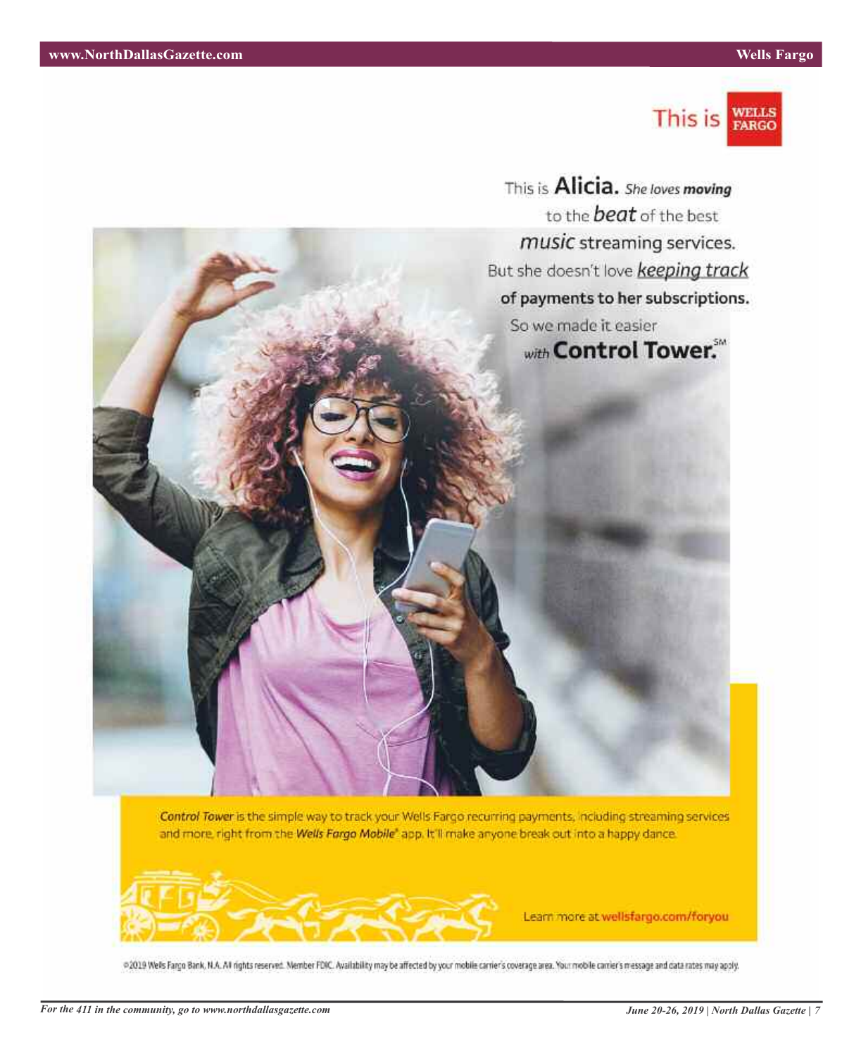This is WELLS FARGO

This is **Alicia.** *She loves **moving*** to the ***beat*** of the best ***music*** streaming services. But she doesn't love ***keeping track*** **of payments to her subscriptions.** So we made it easier *with* **Control Tower.**SM

***Control Tower*** is the simple way to track your Wells Fargo recurring payments, including streaming services and more, right from the ***Wells Fargo Mobile***® app. It'll make anyone break out into a happy dance.

Learn more at **wellsfargo.com/foryou**

©2019 Wells Fargo Bank, N.A. All rights reserved. Member FDIC. Availability may be affected by your mobile carrier's coverage area. Your mobile carrier's message and data rates may apply.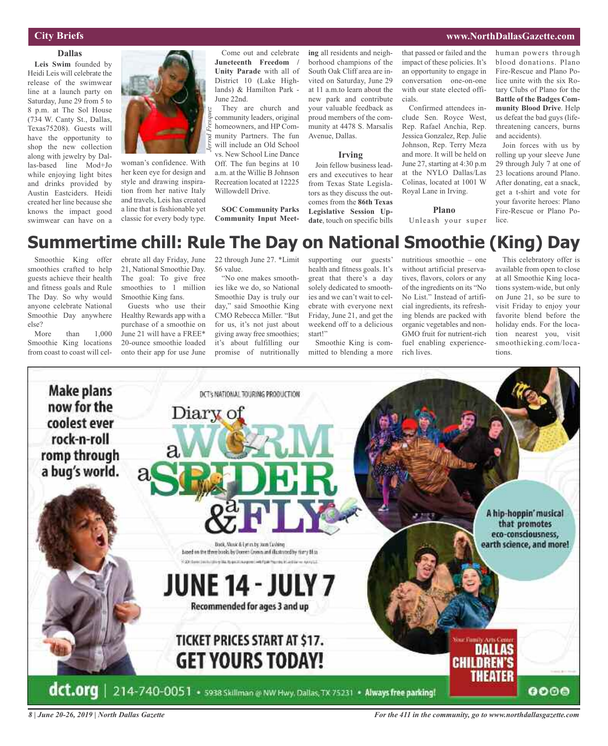## City Briefs

### Dallas

**Leis Swim** founded by Heidi Leis will celebrate the release of the swimwear line at a launch party on Saturday, June 29 from 5 to 8 p.m. at The Sol House (734 W. Canty St., Dallas, Texas75208). Guests will have the opportunity to shop the new collection along with jewelry by Dallas-based line Mod+Jo while enjoying light bites and drinks provided by Austin Eastciders. Heidi created her line because she knows the impact good swimwear can have on a woman's confidence. With her keen eye for design and style and drawing inspiration from her native Italy and travels, Leis has created a line that is fashionable yet classic for every body type.

*Jerrod Fresquez*

Come out and celebrate **Juneteenth Freedom / Unity Parade** with all of District 10 (Lake Highlands) & Hamilton Park - June 22nd.

They are church and community leaders, original homeowners, and HP Community Partners. The fun will include an Old School vs. New School Line Dance Off. The fun begins at 10 a.m. at the Willie B Johnson Recreation located at 12225 Willowdell Drive.

**SOC Community Parks Community Input Meeting** all residents and neighborhood champions of the South Oak Cliff area are invited on Saturday, June 29 at 11 a.m.to learn about the new park and contribute your valuable feedback as proud members of the community at 4478 S. Marsalis Avenue, Dallas.

### Irving

Join fellow business leaders and executives to hear from Texas State Legislators as they discuss the outcomes from the **86th Texas Legislative Session Update**, touch on specific bills that passed or failed and the impact of these policies. It's an opportunity to engage in conversation one-on-one with our state elected officials.

Confirmed attendees include Sen. Royce West, Rep. Rafael Anchia, Rep. Jessica Gonzalez, Rep. Julie Johnson, Rep. Terry Meza and more. It will be held on June 27, starting at 4:30 p.m at the NYLO Dallas/Las Colinas, located at 1001 W Royal Lane in Irving.

### Plano

Unleash your super human powers through blood donations. Plano Fire-Rescue and Plano Police unite with the six Rotary Clubs of Plano for the **Battle of the Badges Community Blood Drive**. Help us defeat the bad guys (life-threatening cancers, burns and accidents).

Join forces with us by rolling up your sleeve June 29 through July 7 at one of 23 locations around Plano. After donating, eat a snack, get a t-shirt and vote for your favorite heroes: Plano Fire-Rescue or Plano Police.

# Summertime chill: Rule The Day on National Smoothie (King) Day

Smoothie King offer smoothies crafted to help guests achieve their health and fitness goals and Rule The Day. So why would anyone celebrate National Smoothie Day anywhere else?

More than 1,000 Smoothie King locations from coast to coast will celebrate all day Friday, June 21, National Smoothie Day. The goal: To give free smoothies to 1 million Smoothie King fans.

Guests who use their Healthy Rewards app with a purchase of a smoothie on June 21 will have a FREE* 20-ounce smoothie loaded onto their app for use June 22 through June 27. *Limit $6 value.

"No one makes smoothies like we do, so National Smoothie Day is truly our day," said Smoothie King CMO Rebecca Miller. "But for us, it's not just about giving away free smoothies; it's about fulfilling our promise of nutritionally supporting our guests' health and fitness goals. It's great that there's a day solely dedicated to smoothies and we can't wait to celebrate with everyone next Friday, June 21, and get the weekend off to a delicious start!"

Smoothie King is committed to blending a more nutritious smoothie – one without artificial preservatives, flavors, colors or any of the ingredients on its "No No List." Instead of artificial ingredients, its refreshing blends are packed with organic vegetables and non-GMO fruit for nutrient-rich fuel enabling experience-rich lives.

This celebratory offer is available from open to close at all Smoothie King locations system-wide, but only on June 21, so be sure to visit Friday to enjoy your favorite blend before the holiday ends. For the location nearest you, visit smoothieking.com/locations.

---

Make plans now for the coolest ever rock-n-roll romp through a bug's world.

DCT's NATIONAL TOURING PRODUCTION

**Diary of a Worm, a Spider & a Fly**

Book, Music & Lyrics by Joan Cushing
Based on the three books by Doreen Cronin and illustrated by Harry Bliss

**JUNE 14 - JULY 7**

Recommended for ages 3 and up

**TICKET PRICES START AT $17. GET YOURS TODAY!**

A hip-hoppin' musical that promotes eco-consciousness, earth science, and more!

Your Family Arts Center **DALLAS CHILDREN'S THEATER**

**dct.org** | 214-740-0051 • 5938 Skillman @ NW Hwy, Dallas, TX 75231 • **Always free parking!**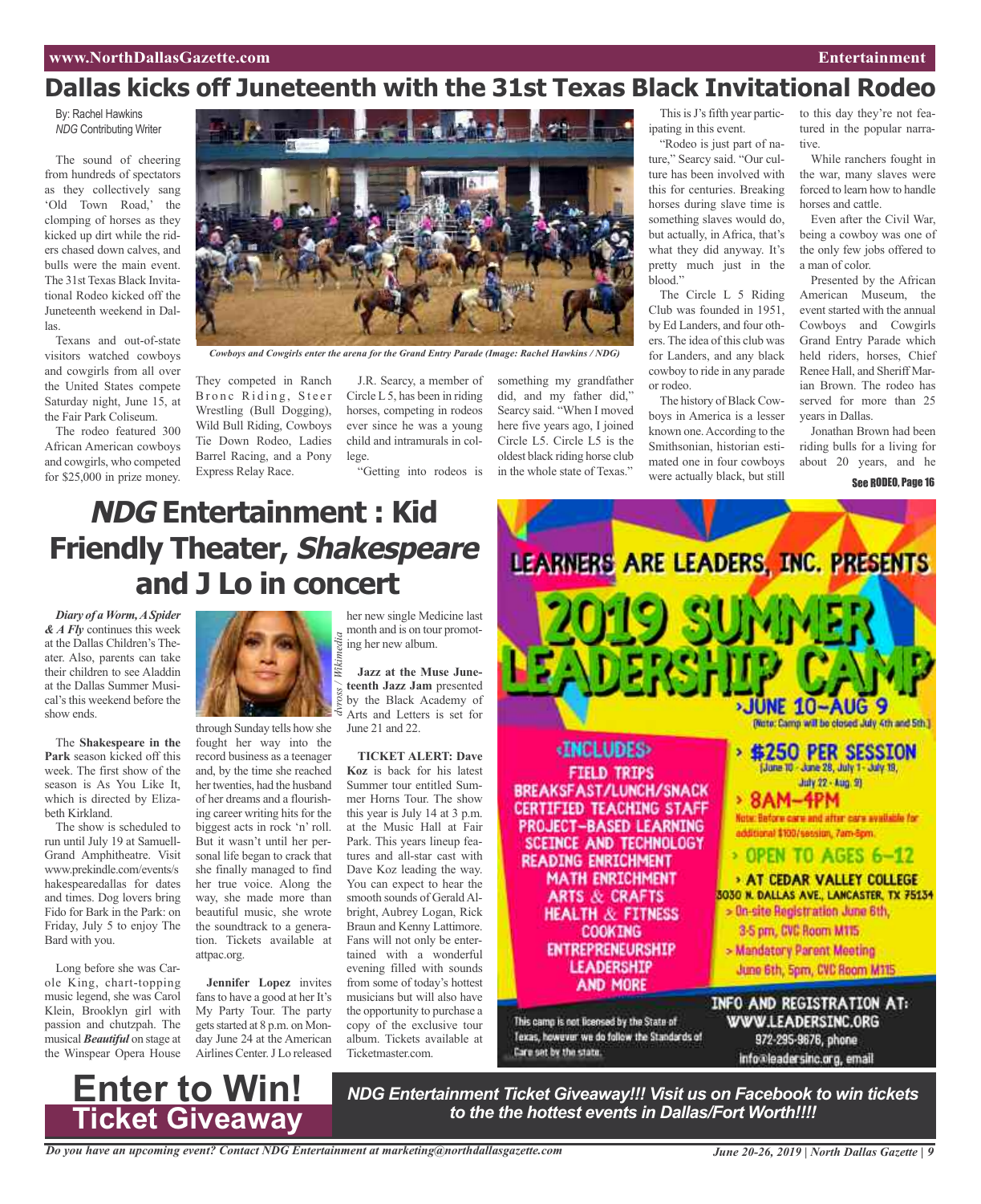# Dallas kicks off Juneteenth with the 31st Texas Black Invitational Rodeo

By: Rachel Hawkins
*NDG* Contributing Writer

The sound of cheering from hundreds of spectators as they collectively sang 'Old Town Road,' the clomping of horses as they kicked up dirt while the riders chased down calves, and bulls were the main event. The 31st Texas Black Invitational Rodeo kicked off the Juneteenth weekend in Dallas.

Texans and out-of-state visitors watched cowboys and cowgirls from all over the United States compete Saturday night, June 15, at the Fair Park Coliseum.

The rodeo featured 300 African American cowboys and cowgirls, who competed for $25,000 in prize money.

*Cowboys and Cowgirls enter the arena for the Grand Entry Parade (Image: Rachel Hawkins / NDG)*

They competed in Ranch Bronc Riding, Steer Wrestling (Bull Dogging), Wild Bull Riding, Cowboys Tie Down Rodeo, Ladies Barrel Racing, and a Pony Express Relay Race.

J.R. Searcy, a member of Circle L 5, has been in riding horses, competing in rodeos ever since he was a young child and intramurals in college.

"Getting into rodeos is something my grandfather did, and my father did," Searcy said. "When I moved here five years ago, I joined Circle L5. Circle L5 is the oldest black riding horse club in the whole state of Texas."

This is J's fifth year participating in this event.

"Rodeo is just part of nature," Searcy said. "Our culture has been involved with this for centuries. Breaking horses during slave time is something slaves would do, but actually, in Africa, that's what they did anyway. It's pretty much just in the blood."

The Circle L 5 Riding Club was founded in 1951, by Ed Landers, and four others. The idea of this club was for Landers, and any black cowboy to ride in any parade or rodeo.

The history of Black Cowboys in America is a lesser known one. According to the Smithsonian, historian estimated one in four cowboys were actually black, but still to this day they're not featured in the popular narrative.

While ranchers fought in the war, many slaves were forced to learn how to handle horses and cattle.

Even after the Civil War, being a cowboy was one of the only few jobs offered to a man of color.

Presented by the African American Museum, the event started with the annual Cowboys and Cowgirls Grand Entry Parade which held riders, horses, Chief Renee Hall, and Sheriff Marian Brown. The rodeo has served for more than 25 years in Dallas.

Jonathan Brown had been riding bulls for a living for about 20 years, and he

See RODEO, Page 16

# *NDG* Entertainment : Kid Friendly Theater, *Shakespeare* and J Lo in concert

***Diary of a Worm, A Spider & A Fly*** continues this week at the Dallas Children's Theater. Also, parents can take their children to see Aladdin at the Dallas Summer Musical's this weekend before the show ends.

The **Shakespeare in the Park** season kicked off this week. The first show of the season is As You Like It, which is directed by Elizabeth Kirkland.

The show is scheduled to run until July 19 at Samuell-Grand Amphitheatre. Visit www.prekindle.com/events/shakespearedallas for dates and times. Dog lovers bring Fido for Bark in the Park: on Friday, July 5 to enjoy The Bard with you.

Long before she was Carole King, chart-topping music legend, she was Carol Klein, Brooklyn girl with passion and chutzpah. The musical ***Beautiful*** on stage at the Winspear Opera House through Sunday tells how she fought her way into the record business as a teenager and, by the time she reached her twenties, had the husband of her dreams and a flourishing career writing hits for the biggest acts in rock 'n' roll. But it wasn't until her personal life began to crack that she finally managed to find her true voice. Along the way, she made more than beautiful music, she wrote the soundtrack to a generation. Tickets available at attpac.org.

*dvross / Wikimedia*

**Jennifer Lopez** invites fans to have a good at her It's My Party Tour. The party gets started at 8 p.m. on Monday June 24 at the American Airlines Center. J Lo released her new single Medicine last month and is on tour promoting her new album.

**Jazz at the Muse Juneteenth Jazz Jam** presented by the Black Academy of Arts and Letters is set for June 21 and 22.

**TICKET ALERT: Dave Koz** is back for his latest Summer tour entitled Summer Horns Tour. The show this year is July 14 at 3 p.m. at the Music Hall at Fair Park. This years lineup features and all-star cast with Dave Koz leading the way. You can expect to hear the smooth sounds of Gerald Albright, Aubrey Logan, Rick Braun and Kenny Lattimore. Fans will not only be entertained with a wonderful evening filled with sounds from some of today's hottest musicians but will also have the opportunity to purchase a copy of the exclusive tour album. Tickets available at Ticketmaster.com.

LEARNERS ARE LEADERS, INC. PRESENTS

2019 SUMMER LEADERSHIP CAMP

JUNE 10–AUG 9 (Note: Camp will be closed July 4th and 5th.)

INCLUDES:
- FIELD TRIPS
- BREAKSFAST/LUNCH/SNACK
- CERTIFIED TEACHING STAFF
- PROJECT-BASED LEARNING
- SCEINCE AND TECHNOLOGY
- READING ENRICHMENT
- MATH ENRICHMENT
- ARTS & CRAFTS
- HEALTH & FITNESS
- COOKING
- ENTREPRENEURSHIP
- LEADERSHIP
- AND MORE

- $250 PER SESSION (June 10 - June 28, July 1 - July 19, July 22 - Aug. 9)
- 8AM–4PM (Note: Before care and after care available for additional $100/session, 7am-8pm.)
- OPEN TO AGES 6–12
- AT CEDAR VALLEY COLLEGE 3030 N. DALLAS AVE., LANCASTER, TX 75134
- On-site Registration June 6th, 3-5 pm, CVC Room M115
- Mandatory Parent Meeting June 6th, 5pm, CVC Room M115

This camp is not licensed by the State of Texas, however we do follow the Standards of Care set by the state.

INFO AND REGISTRATION AT: WWW.LEADERSINC.ORG
972-295-8676, phone
info@leadersinc.org, email

**Enter to Win! Ticket Giveaway**

***NDG Entertainment Ticket Giveaway!!! Visit us on Facebook to win tickets to the the hottest events in Dallas/Fort Worth!!!!***

*Do you have an upcoming event? Contact NDG Entertainment at marketing@northdallasgazette.com*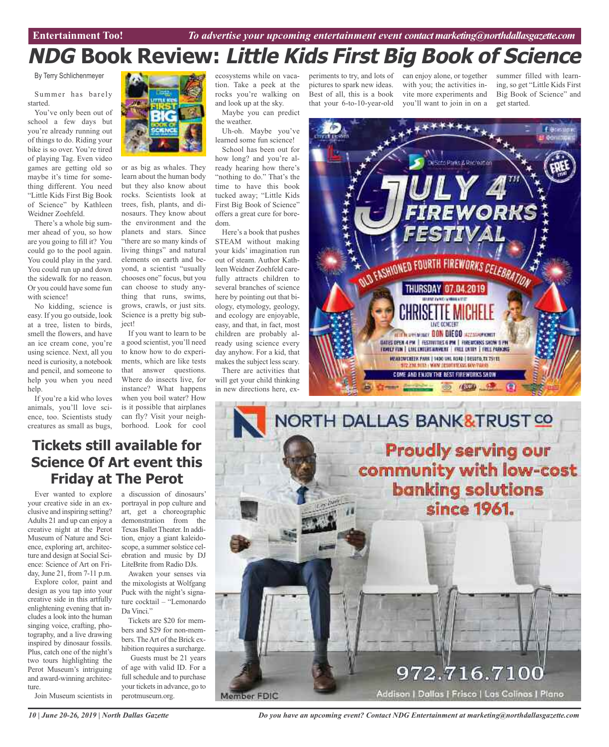# *NDG* Book Review: *Little Kids First Big Book of Science*

By Terry Schlichenmeyer

Summer has barely started.

You've only been out of school a few days but you're already running out of things to do. Riding your bike is so over. You're tired of playing Tag. Even video games are getting old so maybe it's time for something different. You need "Little Kids First Big Book of Science" by Kathleen Weidner Zoehfeld.

There's a whole big summer ahead of you, so how are you going to fill it? You could go to the pool again. You could play in the yard. You could run up and down the sidewalk for no reason. Or you could have some fun with science!

No kidding, science is easy. If you go outside, look at a tree, listen to birds, smell the flowers, and have an ice cream cone, you're using science. Next, all you need is curiosity, a notebook and pencil, and someone to help you when you need help.

If you're a kid who loves animals, you'll love science, too. Scientists study creatures as small as bugs, or as big as whales. They learn about the human body but they also know about rocks. Scientists look at trees, fish, plants, and dinosaurs. They know about the environment and the planets and stars. Since "there are so many kinds of living things" and natural elements on earth and beyond, a scientist "usually chooses one" focus, but you can choose to study anything that runs, swims, grows, crawls, or just sits. Science is a pretty big subject!

If you want to learn to be a good scientist, you'll need to know how to do experiments, which are like tests that answer questions. Where do insects live, for instance? What happens when you boil water? How is it possible that airplanes can fly? Visit your neighborhood. Look for cool ecosystems while on vacation. Take a peek at the rocks you're walking on and look up at the sky.

Maybe you can predict the weather.

Uh-oh. Maybe you've learned some fun science!

School has been out for how long? and you're already hearing how there's "nothing to do." That's the time to have this book tucked away; "Little Kids First Big Book of Science" offers a great cure for boredom.

Here's a book that pushes STEAM without making your kids' imagination run out of steam. Author Kathleen Weidner Zoehfeld carefully attracts children to several branches of science here by pointing out that biology, etymology, geology, and ecology are enjoyable, easy, and that, in fact, most children are probably already using science every day anyhow. For a kid, that makes the subject less scary.

There are activities that will get your child thinking in new directions here, experiments to try, and lots of pictures to spark new ideas. Best of all, this is a book that your 6-to-10-year-old can enjoy alone, or together with you; the activities invite more experiments and you'll want to join in on a summer filled with learning, so get "Little Kids First Big Book of Science" and get started.

## Tickets still available for Science Of Art event this Friday at The Perot

Ever wanted to explore your creative side in an exclusive and inspiring setting? Adults 21 and up can enjoy a creative night at the Perot Museum of Nature and Science, exploring art, architecture and design at Social Science: Science of Art on Friday, June 21, from 7-11 p.m.

Explore color, paint and design as you tap into your creative side in this artfully enlightening evening that includes a look into the human singing voice, crafting, photography, and a live drawing inspired by dinosaur fossils. Plus, catch one of the night's two tours highlighting the Perot Museum's intriguing and award-winning architecture.

Join Museum scientists in a discussion of dinosaurs' portrayal in pop culture and art, get a choreographic demonstration from the Texas Ballet Theater. In addition, enjoy a giant kaleidoscope, a summer solstice celebration and music by DJ LiteBrite from Radio DJs.

Awaken your senses via the mixologists at Wolfgang Puck with the night's signature cocktail – "Lemonardo Da Vinci."

Tickets are $20 for members and $29 for non-members. The Art of the Brick exhibition requires a surcharge.

Guests must be 21 years of age with valid ID. For a full schedule and to purchase your tickets in advance, go to perotmuseum.org.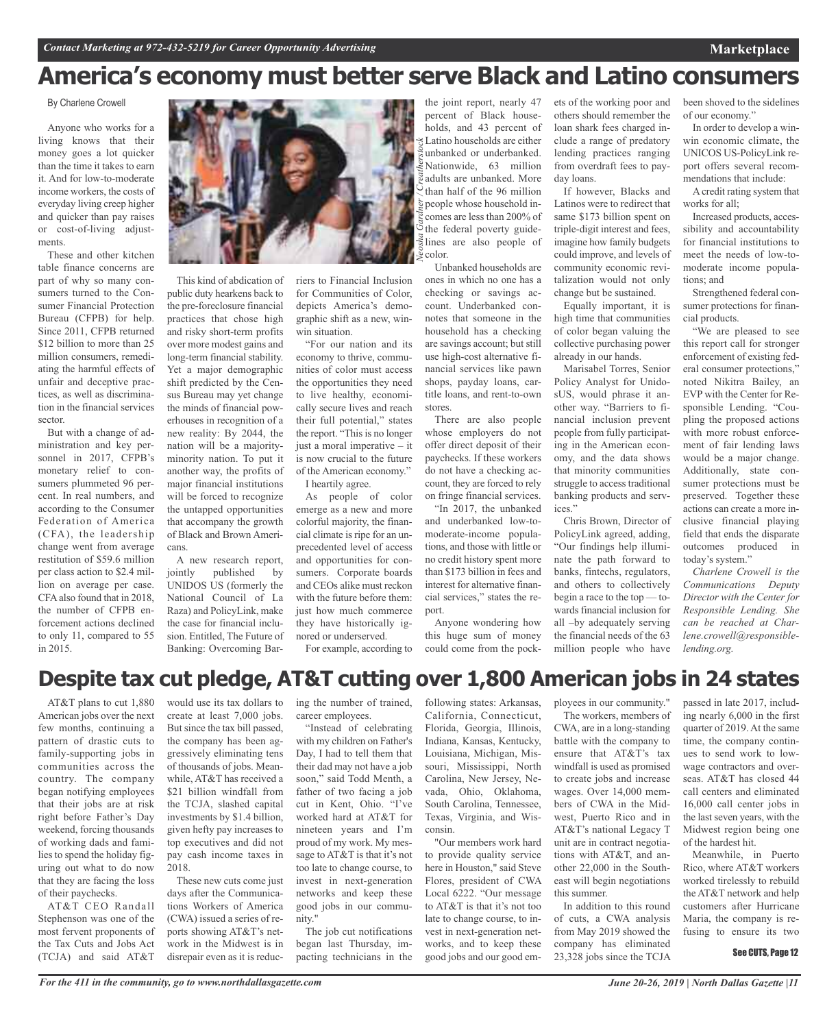# America's economy must better serve Black and Latino consumers

By Charlene Crowell

Anyone who works for a living knows that their money goes a lot quicker than the time it takes to earn it. And for low-to-moderate income workers, the costs of everyday living creep higher and quicker than pay raises or cost-of-living adjustments.

These and other kitchen table finance concerns are part of why so many consumers turned to the Consumer Financial Protection Bureau (CFPB) for help. Since 2011, CFPB returned $12 billion to more than 25 million consumers, remediating the harmful effects of unfair and deceptive practices, as well as discrimination in the financial services sector.

But with a change of administration and key personnel in 2017, CFPB's monetary relief to consumers plummeted 96 percent. In real numbers, and according to the Consumer Federation of America (CFA), the leadership change went from average restitution of $59.6 million per class action to $2.4 million on average per case. CFA also found that in 2018, the number of CFPB enforcement actions declined to only 11, compared to 55 in 2015.

This kind of abdication of public duty hearkens back to the pre-foreclosure financial practices that chose high and risky short-term profits over more modest gains and long-term financial stability. Yet a major demographic shift predicted by the Census Bureau may yet change the minds of financial powerhouses in recognition of a new reality: By 2044, the nation will be a majority-minority nation. To put it another way, the profits of major financial institutions will be forced to recognize the untapped opportunities that accompany the growth of Black and Brown Americans.

A new research report, jointly published by UNIDOS US (formerly the National Council of La Raza) and PolicyLink, make the case for financial inclusion. Entitled, The Future of Banking: Overcoming Barriers to Financial Inclusion for Communities of Color, depicts America's demographic shift as a new, win-win situation.

"For our nation and its economy to thrive, communities of color must access the opportunities they need to live healthy, economically secure lives and reach their full potential," states the report. "This is no longer just a moral imperative – it is now crucial to the future of the American economy."

I heartily agree.

As people of color emerge as a new and more colorful majority, the financial climate is ripe for an unprecedented level of access and opportunities for consumers. Corporate boards and CEOs alike must reckon with the future before them: just how much commerce they have historically ignored or underserved.

For example, according to the joint report, nearly 47 percent of Black households, and 43 percent of Latino households are either unbanked or underbanked. Nationwide, 63 million adults are unbanked. More than half of the 96 million people whose household incomes are less than 200% of the federal poverty guidelines are also people of color.

Unbanked households are ones in which no one has a checking or savings account. Underbanked connotes that someone in the household has a checking are savings account; but still use high-cost alternative financial services like pawn shops, payday loans, car-title loans, and rent-to-own stores.

There are also people whose employers do not offer direct deposit of their paychecks. If these workers do not have a checking account, they are forced to rely on fringe financial services.

"In 2017, the unbanked and underbanked low-to-moderate-income populations, and those with little or no credit history spent more than $173 billion in fees and interest for alternative financial services," states the report.

Anyone wondering how this huge sum of money could come from the pockets of the working poor and others should remember the loan shark fees charged including a range of predatory lending practices ranging from overdraft fees to payday loans.

If however, Blacks and Latinos were to redirect that same $173 billion spent on triple-digit interest and fees, imagine how family budgets could improve, and levels of community economic revitalization would not only change but be sustained.

Equally important, it is high time that communities of color began valuing the collective purchasing power already in our hands.

Marisabel Torres, Senior Policy Analyst for UnidosUS, would phrase it another way. "Barriers to financial inclusion prevent people from fully participating in the American economy, and the data shows that minority communities struggle to access traditional banking products and services."

Chris Brown, Director of PolicyLink agreed, adding, "Our findings help illuminate the path forward to banks, fintechs, regulators, and others to collectively begin a race to the top — towards financial inclusion for all –by adequately serving the financial needs of the 63 million people who have been shoved to the sidelines of our economy."

In order to develop a win-win economic climate, the UNICOS US-PolicyLink report offers several recommendations that include:

A credit rating system that works for all;

Increased products, accessibility and accountability for financial institutions to meet the needs of low-to-moderate income populations; and

Strengthened federal consumer protections for financial products.

"We are pleased to see this report call for stronger enforcement of existing federal consumer protections," noted Nikitra Bailey, an EVP with the Center for Responsible Lending. "Coupling the proposed actions with more robust enforcement of fair lending laws would be a major change. Additionally, state consumer protections must be preserved. Together these actions can create a more inclusive financial playing field that ends the disparate outcomes produced in today's system."

*Charlene Crowell is the Communications Deputy Director with the Center for Responsible Lending. She can be reached at Charlene.crowell@responsiblelending.org.*

# Despite tax cut pledge, AT&T cutting over 1,800 American jobs in 24 states

AT&T plans to cut 1,880 American jobs over the next few months, continuing a pattern of drastic cuts to family-supporting jobs in communities across the country. The company began notifying employees that their jobs are at risk right before Father's Day weekend, forcing thousands of working dads and families to spend the holiday figuring out what to do now that they are facing the loss of their paychecks.

AT&T CEO Randall Stephenson was one of the most fervent proponents of the Tax Cuts and Jobs Act (TCJA) and said AT&T would use its tax dollars to create at least 7,000 jobs. But since the tax bill passed, the company has been aggressively eliminating tens of thousands of jobs. Meanwhile, AT&T has received a $21 billion windfall from the TCJA, slashed capital investments by $1.4 billion, given hefty pay increases to top executives and did not pay cash income taxes in 2018.

These new cuts come just days after the Communications Workers of America (CWA) issued a series of reports showing AT&T's network in the Midwest is in disrepair even as it is reducing the number of trained, career employees.

"Instead of celebrating with my children on Father's Day, I had to tell them that their dad may not have a job soon," said Todd Menth, a father of two facing a job cut in Kent, Ohio. "I've worked hard at AT&T for nineteen years and I'm proud of my work. My message to AT&T is that it's not too late to change course, to invest in next-generation networks and keep these good jobs in our community."

The job cut notifications began last Thursday, impacting technicians in the following states: Arkansas, California, Connecticut, Florida, Georgia, Illinois, Indiana, Kansas, Kentucky, Louisiana, Michigan, Missouri, Mississippi, North Carolina, New Jersey, Nevada, Ohio, Oklahoma, South Carolina, Tennessee, Texas, Virginia, and Wisconsin.

"Our members work hard to provide quality service here in Houston," said Steve Flores, president of CWA Local 6222. "Our message to AT&T is that it's not too late to change course, to invest in next-generation networks, and to keep these good jobs and our good employees in our community."

The workers, members of CWA, are in a long-standing battle with the company to ensure that AT&T's tax windfall is used as promised to create jobs and increase wages. Over 14,000 members of CWA in the Midwest, Puerto Rico and in AT&T's national Legacy T unit are in contract negotiations with AT&T, and another 22,000 in the Southeast will begin negotiations this summer.

In addition to this round of cuts, a CWA analysis from May 2019 showed the company has eliminated 23,328 jobs since the TCJA passed in late 2017, including nearly 6,000 in the first quarter of 2019. At the same time, the company continues to send work to low-wage contractors and overseas. AT&T has closed 44 call centers and eliminated 16,000 call center jobs in the last seven years, with the Midwest region being one of the hardest hit.

Meanwhile, in Puerto Rico, where AT&T workers worked tirelessly to rebuild the AT&T network and help customers after Hurricane Maria, the company is refusing to ensure its two

See CUTS, Page 12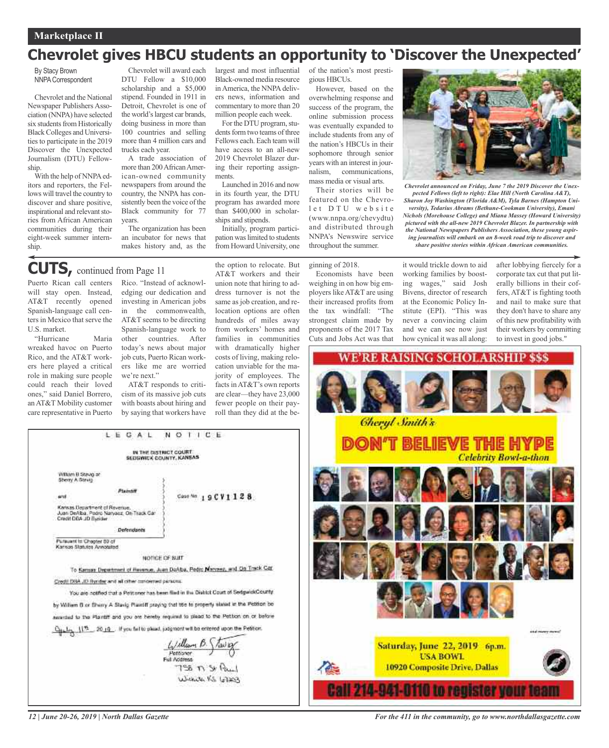## Marketplace II

# Chevrolet gives HBCU students an opportunity to 'Discover the Unexpected'

By Stacy Brown
NNPA Correspondent

Chevrolet and the National Newspaper Publishers Association (NNPA) have selected six students from Historically Black Colleges and Universities to participate in the 2019 Discover the Unexpected Journalism (DTU) Fellowship.

With the help of NNPA editors and reporters, the Fellows will travel the country to discover and share positive, inspirational and relevant stories from African American communities during their eight-week summer internship.

Chevrolet will award each DTU Fellow a $10,000 scholarship and a $5,000 stipend. Founded in 1911 in Detroit, Chevrolet is one of the world's largest car brands, doing business in more than 100 countries and selling more than 4 million cars and trucks each year.

A trade association of more than 200 African American-owned community newspapers from around the country, the NNPA has consistently been the voice of the Black community for 77 years.

The organization has been an incubator for news that makes history and, as the largest and most influential Black-owned media resource in America, the NNPA delivers news, information and commentary to more than 20 million people each week.

For the DTU program, students form two teams of three Fellows each. Each team will have access to an all-new 2019 Chevrolet Blazer during their reporting assignments.

Launched in 2016 and now in its fourth year, the DTU program has awarded more than $400,000 in scholarships and stipends.

Initially, program participation was limited to students from Howard University, one of the nation's most prestigious HBCUs.

However, based on the overwhelming response and success of the program, the online submission process was eventually expanded to include students from any of the nation's HBCUs in their sophomore through senior years with an interest in journalism, communications, mass media or visual arts.

Their stories will be featured on the Chevrolet DTU website (www.nnpa.org/chevydtu) and distributed through NNPA's Newswire service throughout the summer.

*Chevrolet announced on Friday, June 7 the 2019 Discover the Unexpected Fellows (left to right): Elae Hill (North Carolina A&T), Sharon Joy Washington (Florida A&M), Tyla Barnes (Hampton University), Tedarius Abrams (Bethune-Cookman University), Emani Nichols (Morehouse College) and Miana Massey (Howard University) pictured with the all-new 2019 Chevrolet Blazer. In partnership with the National Newspapers Publishers Association, these young aspiring journalists will embark on an 8-week road trip to discover and share positive stories within African American communities.*

## CUTS, continued from Page 11

Puerto Rican call centers will stay open. Instead, AT&T recently opened Spanish-language call centers in Mexico that serve the U.S. market.

"Hurricane Maria wreaked havoc on Puerto Rico, and the AT&T workers here played a critical role in making sure people could reach their loved ones," said Daniel Borrero, an AT&T Mobility customer care representative in Puerto Rico. "Instead of acknowledging our dedication and investing in American jobs in the commonwealth, AT&T seems to be directing Spanish-language work to other countries. After today's news about major job cuts, Puerto Rican workers like me are worried we're next."

AT&T responds to criticism of its massive job cuts with boasts about hiring and by saying that workers have the option to relocate. But AT&T workers and their union note that hiring to address turnover is not the same as job creation, and relocation options are often hundreds of miles away from workers' homes and families in communities with dramatically higher costs of living, making relocation unviable for the majority of employees. The facts in AT&T's own reports are clear—they have 23,000 fewer people on their payroll than they did at the beginning of 2018.

Economists have been weighing in on how big employers like AT&T are using their increased profits from the tax windfall: "The strongest claim made by proponents of the 2017 Tax Cuts and Jobs Act was that it would trickle down to aid working families by boosting wages," said Josh Bivens, director of research at the Economic Policy Institute (EPI). "This was never a convincing claim and we can see now just how cynical it was all along: after lobbying fiercely for a corporate tax cut that put literally billions in their coffers, AT&T is fighting tooth and nail to make sure that they don't have to share any of this new profitability with their workers by committing to invest in good jobs."

## LEGAL NOTICE

IN THE DISTRICT COURT
SEDGWICK COUNTY, KANSAS

William B Stavig or Sherry A Stavig
Plaintiff

and

Case No 19CV1128

Kansas Department of Revenue, Juan DeAlba, Pedro Narvaez, On Track Car Credit DBA JD Ryder
Defendants

Pursuant to Chapter 60 of Kansas Statutes Annotated

NOTICE OF SUIT

To Kansas Department of Revenue, Juan DeAlba, Pedro Narvaez, and On Track Car Credit DBA JD Ryder and all other concerned persons.

You are notified that a Petitioner has been filed in the District Court of SedgwickCounty by William B or Sherry A Stavig Plaintiff praying that title to property stated in the Petition be awarded to the Plaintiff and you are hereby required to plead to the Petition on or before July 11th 2019. If you fail to plead, judgment will be entered upon the Petition.

William B. Stavig
Petitioner
Full Address
758 N St Paul
Wichita KS 67203

## WE'RE RAISING SCHOLARSHIP $$$

*Cheryl Smith's*

**DON'T BELIEVE THE HYPE**

*Celebrity Bowl-a-thon*

and many more!

**Saturday, June 22, 2019 6p.m.**
**USA BOWL**
**10920 Composite Drive, Dallas**

**Call 214-941-0110 to register your team**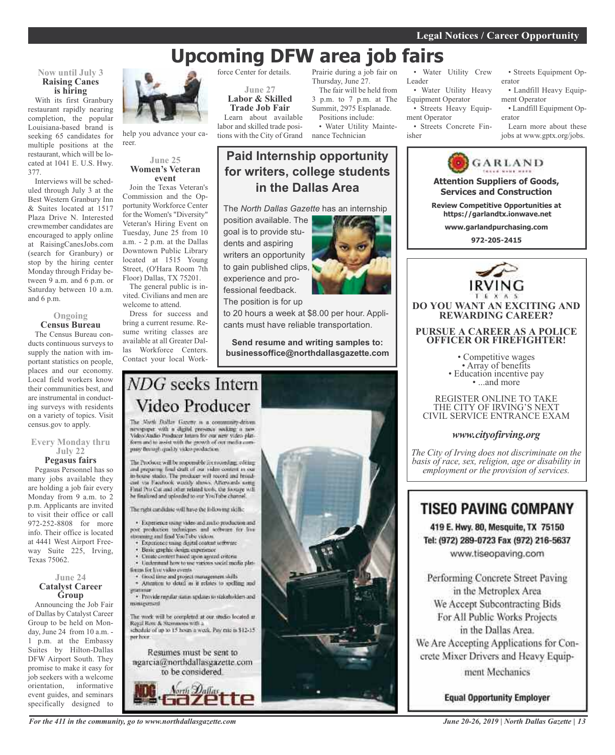# Upcoming DFW area job fairs

**Now until July 3**
**Raising Canes is hiring**

With its first Granbury restaurant rapidly nearing completion, the popular Louisiana-based brand is seeking 65 candidates for multiple positions at the restaurant, which will be located at 1041 E. U.S. Hwy. 377.

Interviews will be scheduled through July 3 at the Best Western Granbury Inn & Suites located at 1517 Plaza Drive N. Interested crewmember candidates are encouraged to apply online at RaisingCanesJobs.com (search for Granbury) or stop by the hiring center Monday through Friday between 9 a.m. and 6 p.m. or Saturday between 10 a.m. and 6 p.m.

**Ongoing**
**Census Bureau**

The Census Bureau conducts continuous surveys to supply the nation with important statistics on people, places and our economy. Local field workers know their communities best, and are instrumental in conducting surveys with residents on a variety of topics. Visit census.gov to apply.

**Every Monday thru July 22**
**Pegasus fairs**

Pegasus Personnel has so many jobs available they are holding a job fair every Monday from 9 a.m. to 2 p.m. Applicants are invited to visit their office or call 972-252-8808 for more info. Their office is located at 4441 West Airport Freeway Suite 225, Irving, Texas 75062.

**June 24**
**Catalyst Career Group**

Announcing the Job Fair of Dallas by Catalyst Career Group to be held on Monday, June 24 from 10 a.m. - 1 p.m. at the Embassy Suites by Hilton-Dallas DFW Airport South. They promise to make it easy for job seekers with a welcome orientation, informative event guides, and seminars specifically designed to help you advance your career.

**June 25**
**Women's Veteran event**

Join the Texas Veteran's Commission and the Opportunity Workforce Center for the Women's "Diversity" Veteran's Hiring Event on Tuesday, June 25 from 10 a.m. - 2 p.m. at the Dallas Downtown Public Library located at 1515 Young Street, (O'Hara Room 7th Floor) Dallas, TX 75201.

The general public is invited. Civilians and men are welcome to attend.

Dress for success and bring a current resume. Resume writing classes are available at all Greater Dallas Workforce Centers. Contact your local Workforce Center for details.

**June 27**
**Labor & Skilled Trade Job Fair**

Learn about available labor and skilled trade positions with the City of Grand Prairie during a job fair on Thursday, June 27.

The fair will be held from 3 p.m. to 7 p.m. at The Summit, 2975 Esplanade.

Positions include:

- Water Utility Maintenance Technician
- Water Utility Crew Leader
- Water Utility Heavy Equipment Operator
- Streets Heavy Equipment Operator
- Streets Concrete Finisher
- Streets Equipment Operator
- Landfill Heavy Equipment Operator
- Landfill Equipment Operator

Learn more about these jobs at www.gptx.org/jobs.

## Paid Internship opportunity for writers, college students in the Dallas Area

The *North Dallas Gazette* has an internship position available. The goal is to provide students and aspiring writers an opportunity to gain published clips, experience and professional feedback. The position is for up to 20 hours a week at $8.00 per hour. Applicants must have reliable transportation.

**Send resume and writing samples to: businessoffice@northdallasgazette.com**

## *NDG* seeks Intern Video Producer

The North Dallas Gazette is a community-driven newspaper with a digital presence seeking a new Video/Audio Producer Intern for our new video platform and to assist with the growth of our media company through quality video production.

The Producer will be responsible for recording, editing and preparing final draft of our video content in our in-house studio. The producer will record and broadcast via Facebook weekly shows. Afterwards using Final Pro Cut and other related tools, the footage will be finalized and uploaded to our YouTube channel.

The right candidate will have the following skills:

- Experience using video and audio production and post production techniques and software for live streaming and final YouTube videos
- Experience using digital content software
- Basic graphic design experience
- Create content based upon agreed criteria
- Understand how to use various social media platforms for live video events
- Good time and project management skills
- Attention to detail as it relates to spelling and grammar
- Provide regular status updates to stakeholders and management

The work will be completed at our studio located at Regal Row & Stemmons with a schedule of up to 15 hours a week. Pay rate is $12-15 per hour.

Resumes must be sent to ngarcia@northdallasgazette.com to be considered.

North Dallas Gazette

## GARLAND

**Attention Suppliers of Goods, Services and Construction**

**Review Competitive Opportunities at https://garlandtx.ionwave.net**

**www.garlandpurchasing.com**

**972-205-2415**

## IRVING TEXAS

**DO YOU WANT AN EXCITING AND REWARDING CAREER?**

**PURSUE A CAREER AS A POLICE OFFICER OR FIREFIGHTER!**

- Competitive wages
- Array of benefits
- Education incentive pay
- ...and more

REGISTER ONLINE TO TAKE THE CITY OF IRVING'S NEXT CIVIL SERVICE ENTRANCE EXAM

***www.cityofirving.org***

*The City of Irving does not discriminate on the basis of race, sex, religion, age or disability in employment or the provision of services.*

## TISEO PAVING COMPANY

**419 E. Hwy. 80, Mesquite, TX 75150**
**Tel: (972) 289-0723 Fax (972) 216-5637**
www.tiseopaving.com

Performing Concrete Street Paving in the Metroplex Area
We Accept Subcontracting Bids For All Public Works Projects in the Dallas Area.
We Are Accepting Applications for Concrete Mixer Drivers and Heavy Equipment Mechanics

**Equal Opportunity Employer**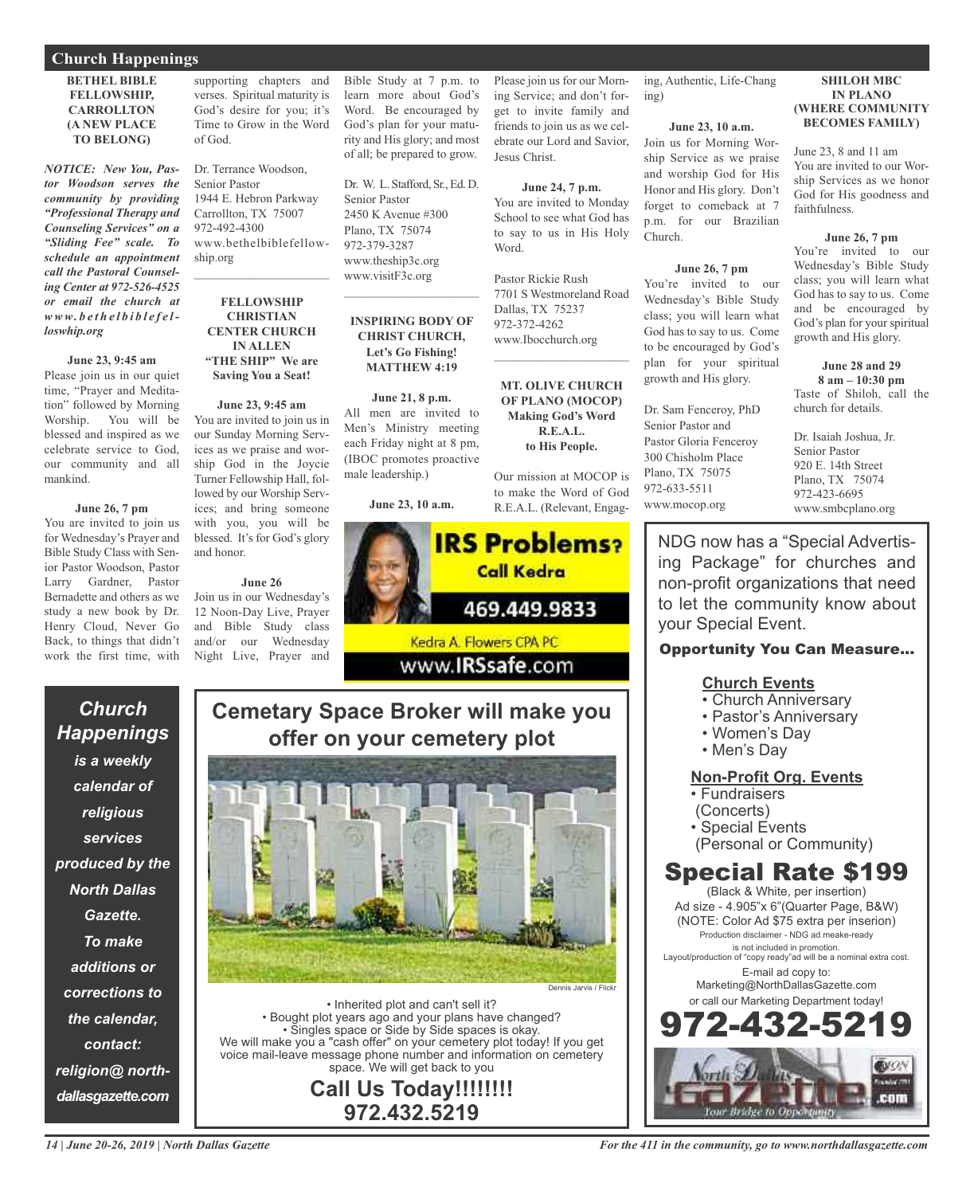# Church Happenings

### BETHEL BIBLE FELLOWSHIP, CARROLLTON (A NEW PLACE TO BELONG)

***NOTICE: New You, Pastor Woodson serves the community by providing "Professional Therapy and Counseling Services" on a "Sliding Fee" scale. To schedule an appointment call the Pastoral Counseling Center at 972-526-4525 or email the church at www.bethelbiblefelloswhip.org***

**June 23, 9:45 am**
Please join us in our quiet time, "Prayer and Meditation" followed by Morning Worship. You will be blessed and inspired as we celebrate service to God, our community and all mankind.

**June 26, 7 pm**
You are invited to join us for Wednesday's Prayer and Bible Study Class with Senior Pastor Woodson, Pastor Larry Gardner, Pastor Bernadette and others as we study a new book by Dr. Henry Cloud, Never Go Back, to things that didn't work the first time, with supporting chapters and verses. Spiritual maturity is God's desire for you; it's Time to Grow in the Word of God.

Dr. Terrance Woodson,
Senior Pastor
1944 E. Hebron Parkway
Carrollton, TX 75007
972-492-4300
www.bethelbiblefellowship.org

---

### FELLOWSHIP CHRISTIAN CENTER CHURCH IN ALLEN "THE SHIP" We are Saving You a Seat!

**June 23, 9:45 am**
You are invited to join us in our Sunday Morning Services as we praise and worship God in the Joycie Turner Fellowship Hall, followed by our Worship Services; and bring someone with you, you will be blessed. It's for God's glory and honor.

**June 26**
Join us in our Wednesday's 12 Noon-Day Live, Prayer and Bible Study class and/or our Wednesday Night Live, Prayer and Bible Study at 7 p.m. to learn more about God's Word. Be encouraged by God's plan for your maturity and His glory; and most of all; be prepared to grow.

Dr. W. L. Stafford, Sr., Ed. D.
Senior Pastor
2450 K Avenue #300
Plano, TX 75074
972-379-3287
www.theship3c.org
www.visitF3c.org

---

### INSPIRING BODY OF CHRIST CHURCH, Let's Go Fishing! MATTHEW 4:19

**June 21, 8 p.m.**
All men are invited to Men's Ministry meeting each Friday night at 8 pm, (IBOC promotes proactive male leadership.)

**June 23, 10 a.m.**
Please join us for our Morning Service; and don't forget to invite family and friends to join us as we celebrate our Lord and Savior, Jesus Christ.

**June 24, 7 p.m.**
You are invited to Monday School to see what God has to say to us in His Holy Word.

Pastor Rickie Rush
7701 S Westmoreland Road
Dallas, TX 75237
972-372-4262
www.Ibocchurch.org

---

### MT. OLIVE CHURCH OF PLANO (MOCOP) Making God's Word R.E.A.L. to His People.

Our mission at MOCOP is to make the Word of God R.E.A.L. (Relevant, Engaging, Authentic, Life-Changing)

**June 23, 10 a.m.**
Join us for Morning Worship Service as we praise and worship God for His Honor and His glory. Don't forget to comeback at 7 p.m. for our Brazilian Church.

**June 26, 7 pm**
You're invited to our Wednesday's Bible Study class; you will learn what God has to say to us. Come to be encouraged by God's plan for your spiritual growth and His glory.

Dr. Sam Fenceroy, PhD
Senior Pastor and
Pastor Gloria Fenceroy
300 Chisholm Place
Plano, TX 75075
972-633-5511
www.mocop.org

---

### SHILOH MBC IN PLANO (WHERE COMMUNITY BECOMES FAMILY)

June 23, 8 and 11 am
You are invited to our Worship Services as we honor God for His goodness and faithfulness.

**June 26, 7 pm**
You're invited to our Wednesday's Bible Study class; you will learn what God has to say to us. Come and be encouraged by God's plan for your spiritual growth and His glory.

**June 28 and 29**
**8 am – 10:30 pm**
Taste of Shiloh, call the church for details.

Dr. Isaiah Joshua, Jr.
Senior Pastor
920 E. 14th Street
Plano, TX 75074
972-423-6695
www.smbcplano.org

---

**IRS Problems? Call Kedra**
469.449.9833
Kedra A. Flowers CPA PC
www.IRSsafe.com

---

***Church Happenings is a weekly calendar of religious services produced by the North Dallas Gazette. To make additions or corrections to the calendar, contact: religion@ northdallasgazette.com***

---

## Cemetery Space Broker will make you offer on your cemetery plot

Dennis Jarvis / Flickr

• Inherited plot and can't sell it?
• Bought plot years ago and your plans have changed?
• Singles space or Side by Side spaces is okay.
We will make you a "cash offer" on your cemetery plot today! If you get voice mail-leave message phone number and information on cemetery space. We will get back to you

**Call Us Today!!!!!!!!**
**972.432.5219**

---

NDG now has a "Special Advertising Package" for churches and non-profit organizations that need to let the community know about your Special Event.

**Opportunity You Can Measure...**

**Church Events**
• Church Anniversary
• Pastor's Anniversary
• Women's Day
• Men's Day

**Non-Profit Org. Events**
• Fundraisers (Concerts)
• Special Events (Personal or Community)

## Special Rate $199

(Black & White, per insertion)
Ad size - 4.905"x 6"(Quarter Page, B&W)
(NOTE: Color Ad $75 extra per inserion)
Production disclaimer - NDG ad meake-ready is not included in promotion.
Layout/production of "copy ready"ad will be a nominal extra cost.
E-mail ad copy to:
Marketing@NorthDallasGazette.com
or call our Marketing Department today!

**972-432-5219**

North Dallas Gazette .com
Your Bridge to Opportunity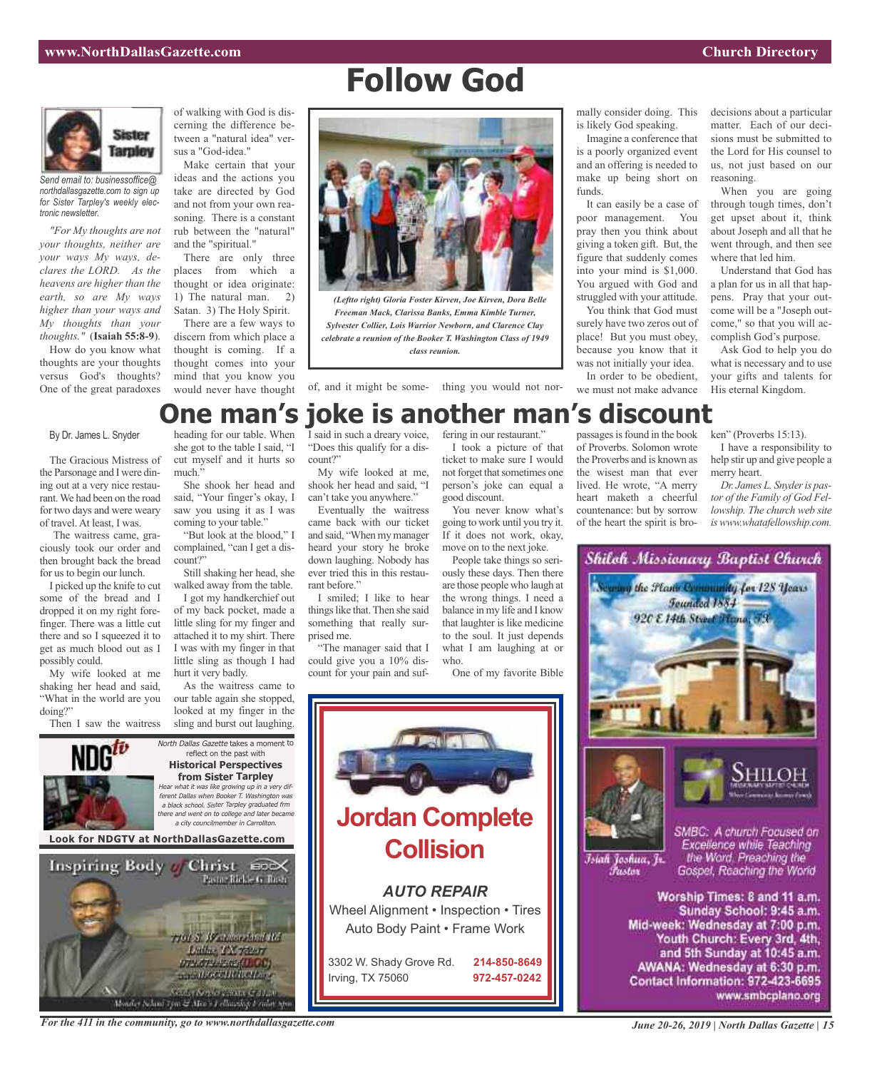# Follow God

*Send email to: businessoffice@northdallasgazette.com to sign up for Sister Tarpley's weekly electronic newsletter.*

*"For My thoughts are not your thoughts, neither are your ways My ways, declares the LORD. As the heavens are higher than the earth, so are My ways higher than your ways and My thoughts than your thoughts."* (**Isaiah 55:8-9**).

How do you know what thoughts are your thoughts versus God's thoughts? One of the great paradoxes of walking with God is discerning the difference between a "natural idea" versus a "God-idea."

Make certain that your ideas and the actions you take are directed by God and not from your own reasoning. There is a constant rub between the "natural" and the "spiritual."

There are only three places from which a thought or idea originate: 1) The natural man. 2) Satan. 3) The Holy Spirit.

There are a few ways to discern from which place a thought is coming. If a thought comes into your mind that you know you would never have thought of, and it might be something you would not normally consider doing. This is likely God speaking.

Imagine a conference that is a poorly organized event and an offering is needed to make up being short on funds.

It can easily be a case of poor management. You pray then you think about giving a token gift. But, the figure that suddenly comes into your mind is $1,000. You argued with God and struggled with your attitude.

You think that God must surely have two zeros out of place! But you must obey, because you know that it was not initially your idea.

In order to be obedient, we must not make advance decisions about a particular matter. Each of our decisions must be submitted to the Lord for His counsel to us, not just based on our reasoning.

When you are going through tough times, don't get upset about it, think about Joseph and all that he went through, and then see where that led him.

Understand that God has a plan for us in all that happens. Pray that your outcome will be a "Joseph outcome," so that you will accomplish God's purpose.

Ask God to help you do what is necessary and to use your gifts and talents for His eternal Kingdom.

*(Leftto right) Gloria Foster Kirven, Joe Kirven, Dora Belle Freeman Mack, Clarissa Banks, Emma Kimble Turner, Sylvester Collier, Lois Warrior Newborn, and Clarence Clay celebrate a reunion of the Booker T. Washington Class of 1949 class reunion.*

# One man's joke is another man's discount

By Dr. James L. Snyder

The Gracious Mistress of the Parsonage and I were dining out at a very nice restaurant. We had been on the road for two days and were weary of travel. At least, I was.

The waitress came, graciously took our order and then brought back the bread for us to begin our lunch.

I picked up the knife to cut some of the bread and I dropped it on my right forefinger. There was a little cut there and so I squeezed it to get as much blood out as I possibly could.

My wife looked at me shaking her head and said, "What in the world are you doing?"

Then I saw the waitress heading for our table. When she got to the table I said, "I cut myself and it hurts so much."

She shook her head and said, "Your finger's okay, I saw you using it as I was coming to your table."

"But look at the blood," I complained, "can I get a discount?"

Still shaking her head, she walked away from the table.

I got my handkerchief out of my back pocket, made a little sling for my finger and attached it to my shirt. There I was with my finger in that little sling as though I had hurt it very badly.

As the waitress came to our table again she stopped, looked at my finger in the sling and burst out laughing. I said in such a dreary voice, "Does this qualify for a discount?"

My wife looked at me, shook her head and said, "I can't take you anywhere."

Eventually the waitress came back with our ticket and said, "When my manager heard your story he broke down laughing. Nobody has ever tried this in this restaurant before."

I smiled; I like to hear things like that. Then she said something that really surprised me.

"The manager said that I could give you a 10% discount for your pain and suffering in our restaurant."

I took a picture of that ticket to make sure I would not forget that sometimes one person's joke can equal a good discount.

You never know what's going to work until you try it. If it does not work, okay, move on to the next joke.

People take things so seriously these days. Then there are those people who laugh at the wrong things. I need a balance in my life and I know that laughter is like medicine to the soul. It just depends what I am laughing at or who.

One of my favorite Bible passages is found in the book of Proverbs. Solomon wrote the Proverbs and is known as the wisest man that ever lived. He wrote, "A merry heart maketh a cheerful countenance: but by sorrow of the heart the spirit is broken" (Proverbs 15:13).

I have a responsibility to help stir up and give people a merry heart.

*Dr. James L. Snyder is pastor of the Family of God Fellowship. The church web site is www.whatafellowship.com.*

---

NDG*tv*

*North Dallas Gazette* takes a moment to reflect on the past with

**Historical Perspectives from Sister Tarpley**

*Hear what it was like growing up in a very different Dallas when Booker T. Washington was a black school. Sister Tarpley graduated frm there and went on to college and later became a city councilmember in Carrollton.*

**Look for NDGTV at NorthDallasGazette.com**

---

Inspiring Body of Christ

Pastor Rickie G. Rush

7701 S. Westmoreland Rd
Dallas, TX 75237

---

# Jordan Complete Collision

***AUTO REPAIR***

Wheel Alignment • Inspection • Tires
Auto Body Paint • Frame Work

3302 W. Shady Grove Rd.
Irving, TX 75060

**214-850-8649**
**972-457-0242**

---

*Shiloh Missionary Baptist Church*

*Serving the Plano Community for 128 Years*
*Founded 1884*
*920 E 14th Street Plano, TX*

SHILOH

Isiah Joshua, Jr.
Pastor

*SMBC: A church Focused on Excellence while Teaching the Word, Preaching the Gospel, Reaching the World*

**Worship Times: 8 and 11 a.m.**
**Sunday School: 9:45 a.m.**
**Mid-week: Wednesday at 7:00 p.m.**
**Youth Church: Every 3rd, 4th, and 5th Sunday at 10:45 a.m.**
**AWANA: Wednesday at 6:30 p.m.**
**Contact Information: 972-423-6695**
**www.smbcplano.org**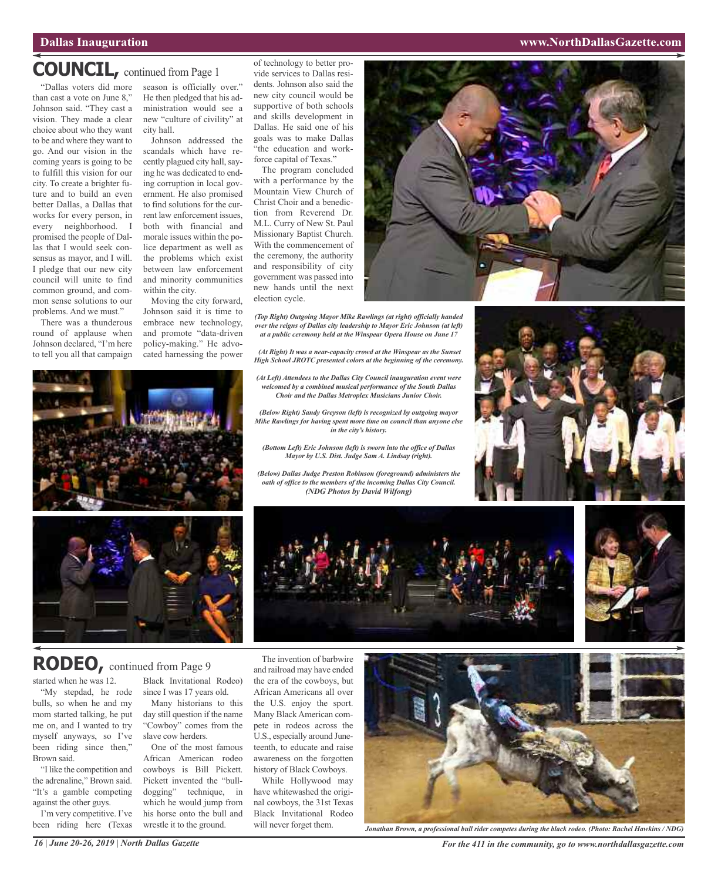## COUNCIL, continued from Page 1

"Dallas voters did more than cast a vote on June 8," Johnson said. "They cast a vision. They made a clear choice about who they want to be and where they want to go. And our vision in the coming years is going to be to fulfill this vision for our city. To create a brighter future and to build an even better Dallas, a Dallas that works for every person, in every neighborhood. I promised the people of Dallas that I would seek consensus as mayor, and I will. I pledge that our new city council will unite to find common ground, and common sense solutions to our problems. And we must."

There was a thunderous round of applause when Johnson declared, "I'm here to tell you all that campaign season is officially over." He then pledged that his administration would see a new "culture of civility" at city hall.

Johnson addressed the scandals which have recently plagued city hall, saying he was dedicated to ending corruption in local government. He also promised to find solutions for the current law enforcement issues, both with financial and morale issues within the police department as well as the problems which exist between law enforcement and minority communities within the city.

Moving the city forward, Johnson said it is time to embrace new technology, and promote "data-driven policy-making." He advocated harnessing the power of technology to better provide services to Dallas residents. Johnson also said the new city council would be supportive of both schools and skills development in Dallas. He said one of his goals was to make Dallas "the education and workforce capital of Texas."

The program concluded with a performance by the Mountain View Church of Christ Choir and a benediction from Reverend Dr. M.L. Curry of New St. Paul Missionary Baptist Church. With the commencement of the ceremony, the authority and responsibility of city government was passed into new hands until the next election cycle.

*(Top Right) Outgoing Mayor Mike Rawlings (at right) officially handed over the reigns of Dallas city leadership to Mayor Eric Johnson (at left) at a public ceremony held at the Winspear Opera House on June 17*

*(At Right) It was a near-capacity crowd at the Winspear as the Sunset High School JROTC presented colors at the beginning of the ceremony.*

*(At Left) Attendees to the Dallas City Council inauguration event were welcomed by a combined musical performance of the South Dallas Choir and the Dallas Metroplex Musicians Junior Choir.*

*(Below Right) Sandy Greyson (left) is recognized by outgoing mayor Mike Rawlings for having spent more time on council than anyone else in the city's history.*

*(Bottom Left) Eric Johnson (left) is sworn into the office of Dallas Mayor by U.S. Dist. Judge Sam A. Lindsay (right).*

*(Below) Dallas Judge Preston Robinson (foreground) administers the oath of office to the members of the incoming Dallas City Council. (NDG Photos by David Wilfong)*

## RODEO, continued from Page 9

started when he was 12.

"My stepdad, he rode bulls, so when he and my mom started talking, he put me on, and I wanted to try myself anyways, so I've been riding since then," Brown said.

"I like the competition and the adrenaline," Brown said. "It's a gamble competing against the other guys.

I'm very competitive. I've been riding here (Texas Black Invitational Rodeo) since I was 17 years old.

Many historians to this day still question if the name "Cowboy" comes from the slave cow herders.

One of the most famous African American rodeo cowboys is Bill Pickett. Pickett invented the "bulldogging" technique, in which he would jump from his horse onto the bull and wrestle it to the ground.

The invention of barbwire and railroad may have ended the era of the cowboys, but African Americans all over the U.S. enjoy the sport. Many Black American compete in rodeos across the U.S., especially around Juneteenth, to educate and raise awareness on the forgotten history of Black Cowboys.

While Hollywood may have whitewashed the original cowboys, the 31st Texas Black Invitational Rodeo will never forget them.

*Jonathan Brown, a professional bull rider competes during the black rodeo. (Photo: Rachel Hawkins / NDG)*